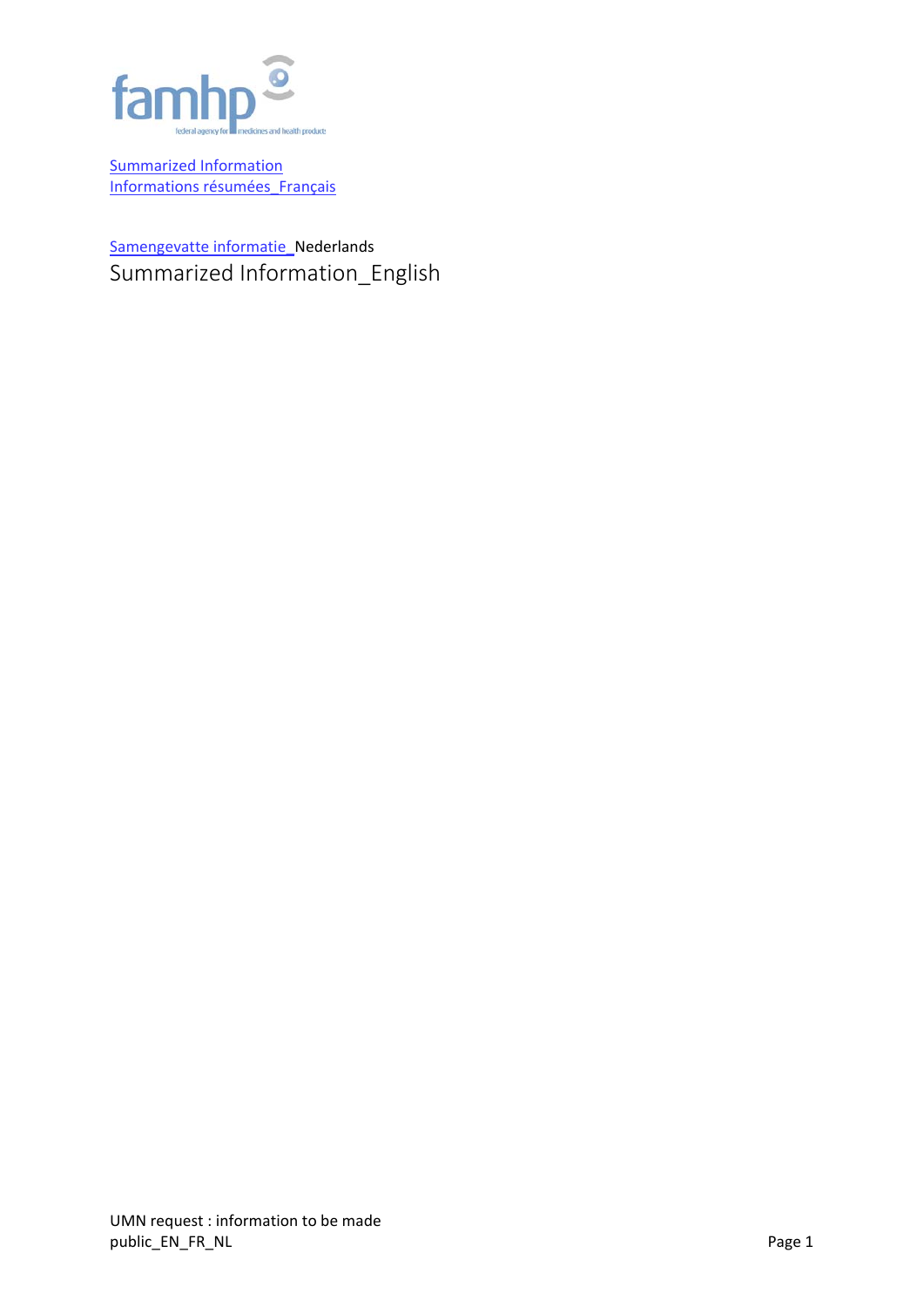famhp
federal agency for medicines and health products

Summarized Information
Informations résumées_Français

Samengevatte informatie_Nederlands

# Summarized Information_English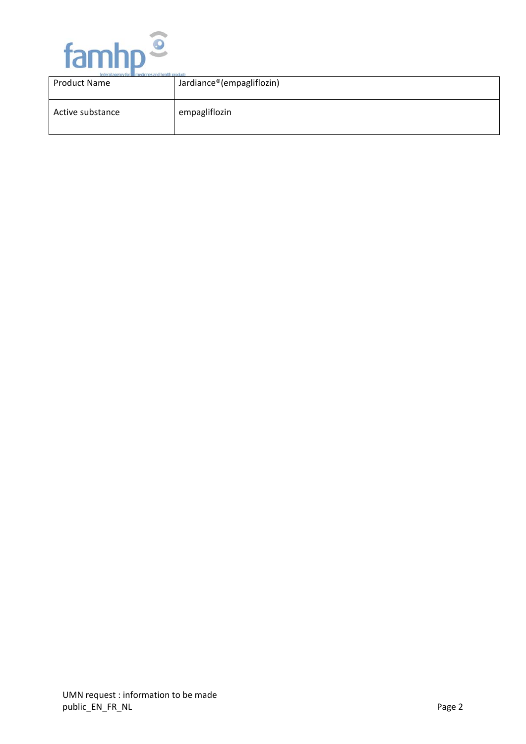| Product Name | Jardiance®(empagliflozin) |
| --- | --- |
| Active substance | empagliflozin |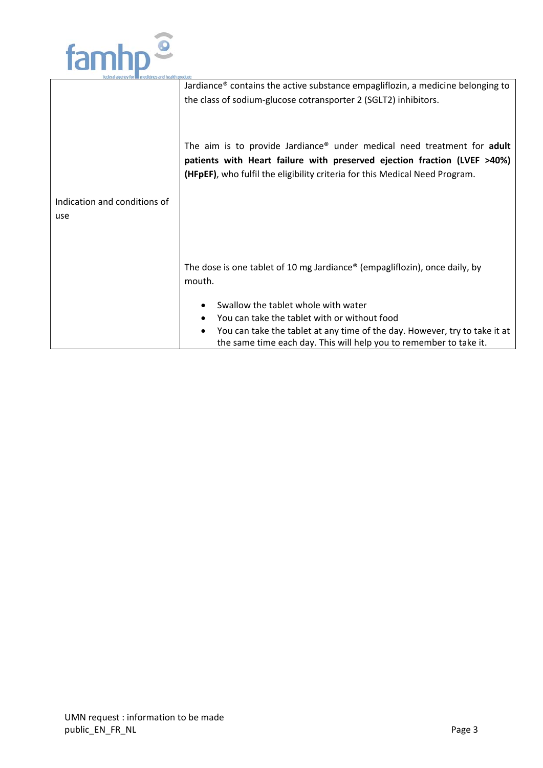| | |
|---|---|
| Indication and conditions of use | Jardiance® contains the active substance empagliflozin, a medicine belonging to the class of sodium-glucose cotransporter 2 (SGLT2) inhibitors.<br><br>The aim is to provide Jardiance® under medical need treatment for **adult patients with Heart failure with preserved ejection fraction (LVEF >40%) (HFpEF)**, who fulfil the eligibility criteria for this Medical Need Program.<br><br>The dose is one tablet of 10 mg Jardiance® (empagliflozin), once daily, by mouth.<br><br>• Swallow the tablet whole with water<br>• You can take the tablet with or without food<br>• You can take the tablet at any time of the day. However, try to take it at the same time each day. This will help you to remember to take it. |

UMN request : information to be made public_EN_FR_NL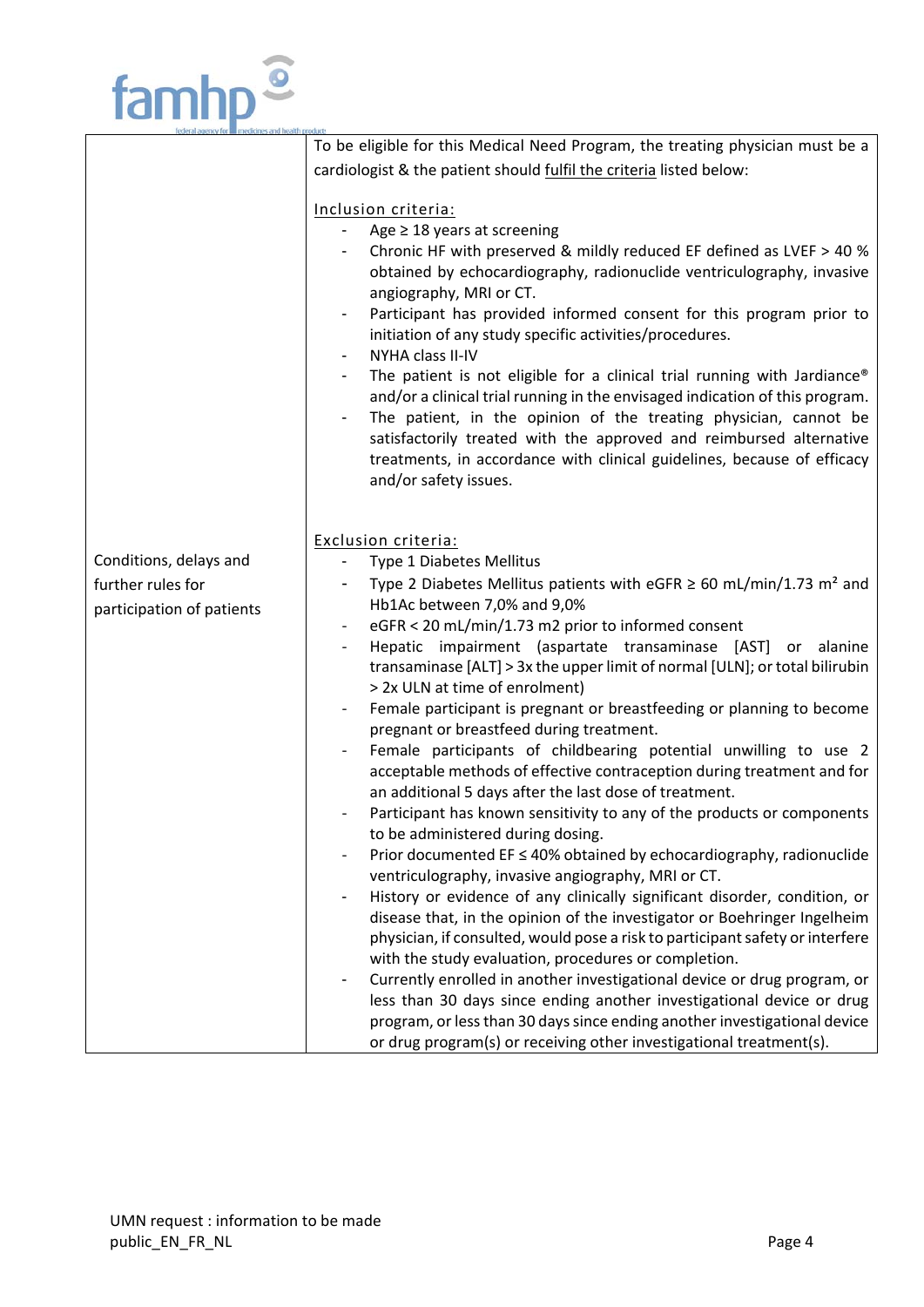| | |
|---|---|
| Conditions, delays and further rules for participation of patients | To be eligible for this Medical Need Program, the treating physician must be a cardiologist & the patient should fulfil the criteria listed below:<br><br>Inclusion criteria:<br>- Age ≥ 18 years at screening<br>- Chronic HF with preserved & mildly reduced EF defined as LVEF > 40 % obtained by echocardiography, radionuclide ventriculography, invasive angiography, MRI or CT.<br>- Participant has provided informed consent for this program prior to initiation of any study specific activities/procedures.<br>- NYHA class II-IV<br>- The patient is not eligible for a clinical trial running with Jardiance® and/or a clinical trial running in the envisaged indication of this program.<br>- The patient, in the opinion of the treating physician, cannot be satisfactorily treated with the approved and reimbursed alternative treatments, in accordance with clinical guidelines, because of efficacy and/or safety issues.<br><br>Exclusion criteria:<br>- Type 1 Diabetes Mellitus<br>- Type 2 Diabetes Mellitus patients with eGFR ≥ 60 mL/min/1.73 $m^2$ and Hb1Ac between 7,0% and 9,0%<br>- eGFR < 20 mL/min/1.73 m2 prior to informed consent<br>- Hepatic impairment (aspartate transaminase [AST] or alanine transaminase [ALT] > 3x the upper limit of normal [ULN]; or total bilirubin > 2x ULN at time of enrolment)<br>- Female participant is pregnant or breastfeeding or planning to become pregnant or breastfeed during treatment.<br>- Female participants of childbearing potential unwilling to use 2 acceptable methods of effective contraception during treatment and for an additional 5 days after the last dose of treatment.<br>- Participant has known sensitivity to any of the products or components to be administered during dosing.<br>- Prior documented EF ≤ 40% obtained by echocardiography, radionuclide ventriculography, invasive angiography, MRI or CT.<br>- History or evidence of any clinically significant disorder, condition, or disease that, in the opinion of the investigator or Boehringer Ingelheim physician, if consulted, would pose a risk to participant safety or interfere with the study evaluation, procedures or completion.<br>- Currently enrolled in another investigational device or drug program, or less than 30 days since ending another investigational device or drug program, or less than 30 days since ending another investigational device or drug program(s) or receiving other investigational treatment(s). |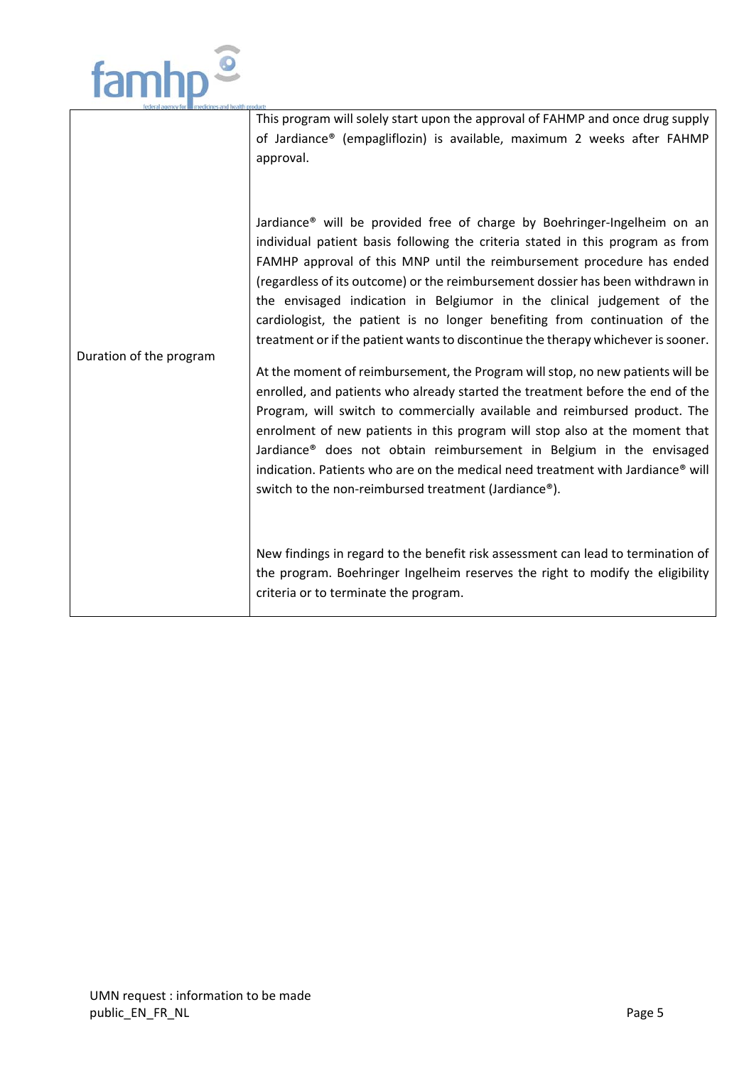| | |
|---|---|
| Duration of the program | This program will solely start upon the approval of FAHMP and once drug supply of Jardiance® (empagliflozin) is available, maximum 2 weeks after FAHMP approval.<br><br>Jardiance® will be provided free of charge by Boehringer-Ingelheim on an individual patient basis following the criteria stated in this program as from FAMHP approval of this MNP until the reimbursement procedure has ended (regardless of its outcome) or the reimbursement dossier has been withdrawn in the envisaged indication in Belgiumor in the clinical judgement of the cardiologist, the patient is no longer benefiting from continuation of the treatment or if the patient wants to discontinue the therapy whichever is sooner.<br><br>At the moment of reimbursement, the Program will stop, no new patients will be enrolled, and patients who already started the treatment before the end of the Program, will switch to commercially available and reimbursed product. The enrolment of new patients in this program will stop also at the moment that Jardiance® does not obtain reimbursement in Belgium in the envisaged indication. Patients who are on the medical need treatment with Jardiance® will switch to the non-reimbursed treatment (Jardiance®).<br><br>New findings in regard to the benefit risk assessment can lead to termination of the program. Boehringer Ingelheim reserves the right to modify the eligibility criteria or to terminate the program. |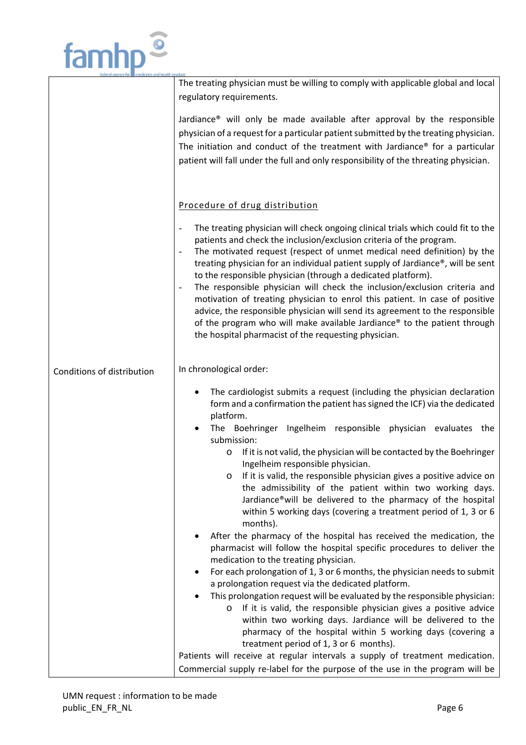| | |
|---|---|
| | The treating physician must be willing to comply with applicable global and local regulatory requirements.<br><br>Jardiance® will only be made available after approval by the responsible physician of a request for a particular patient submitted by the treating physician. The initiation and conduct of the treatment with Jardiance® for a particular patient will fall under the full and only responsibility of the threating physician.<br><br><u>Procedure of drug distribution</u><br><br>- The treating physician will check ongoing clinical trials which could fit to the patients and check the inclusion/exclusion criteria of the program.<br>- The motivated request (respect of unmet medical need definition) by the treating physician for an individual patient supply of Jardiance®, will be sent to the responsible physician (through a dedicated platform).<br>- The responsible physician will check the inclusion/exclusion criteria and motivation of treating physician to enrol this patient. In case of positive advice, the responsible physician will send its agreement to the responsible of the program who will make available Jardiance® to the patient through the hospital pharmacist of the requesting physician. |
| Conditions of distribution | In chronological order:<br><br>• The cardiologist submits a request (including the physician declaration form and a confirmation the patient has signed the ICF) via the dedicated platform.<br>• The Boehringer Ingelheim responsible physician evaluates the submission:<br>&nbsp;&nbsp;&nbsp;&nbsp;o If it is not valid, the physician will be contacted by the Boehringer Ingelheim responsible physician.<br>&nbsp;&nbsp;&nbsp;&nbsp;o If it is valid, the responsible physician gives a positive advice on the admissibility of the patient within two working days. Jardiance®will be delivered to the pharmacy of the hospital within 5 working days (covering a treatment period of 1, 3 or 6 months).<br>• After the pharmacy of the hospital has received the medication, the pharmacist will follow the hospital specific procedures to deliver the medication to the treating physician.<br>• For each prolongation of 1, 3 or 6 months, the physician needs to submit a prolongation request via the dedicated platform.<br>• This prolongation request will be evaluated by the responsible physician:<br>&nbsp;&nbsp;&nbsp;&nbsp;o If it is valid, the responsible physician gives a positive advice within two working days. Jardiance will be delivered to the pharmacy of the hospital within 5 working days (covering a treatment period of 1, 3 or 6 months).<br><br>Patients will receive at regular intervals a supply of treatment medication. Commercial supply re-label for the purpose of the use in the program will be |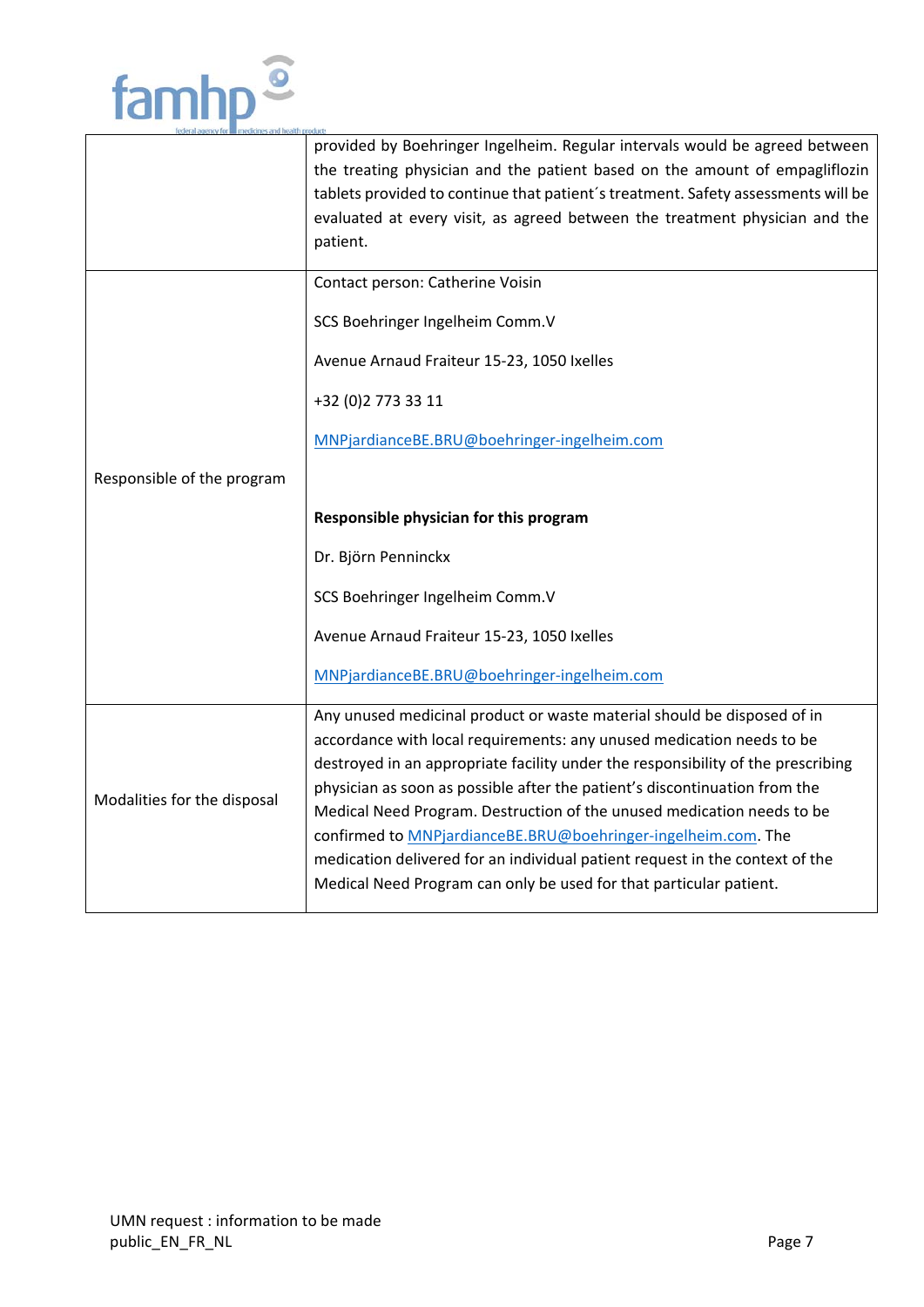| | |
|---|---|
| | provided by Boehringer Ingelheim. Regular intervals would be agreed between the treating physician and the patient based on the amount of empagliflozin tablets provided to continue that patient´s treatment. Safety assessments will be evaluated at every visit, as agreed between the treatment physician and the patient. |
| Responsible of the program | Contact person: Catherine Voisin<br><br>SCS Boehringer Ingelheim Comm.V<br><br>Avenue Arnaud Fraiteur 15-23, 1050 Ixelles<br><br>+32 (0)2 773 33 11<br><br>MNPjardianceBE.BRU@boehringer-ingelheim.com<br><br>**Responsible physician for this program**<br><br>Dr. Björn Penninckx<br><br>SCS Boehringer Ingelheim Comm.V<br><br>Avenue Arnaud Fraiteur 15-23, 1050 Ixelles<br><br>MNPjardianceBE.BRU@boehringer-ingelheim.com |
| Modalities for the disposal | Any unused medicinal product or waste material should be disposed of in accordance with local requirements: any unused medication needs to be destroyed in an appropriate facility under the responsibility of the prescribing physician as soon as possible after the patient's discontinuation from the Medical Need Program. Destruction of the unused medication needs to be confirmed to MNPjardianceBE.BRU@boehringer-ingelheim.com. The medication delivered for an individual patient request in the context of the Medical Need Program can only be used for that particular patient. |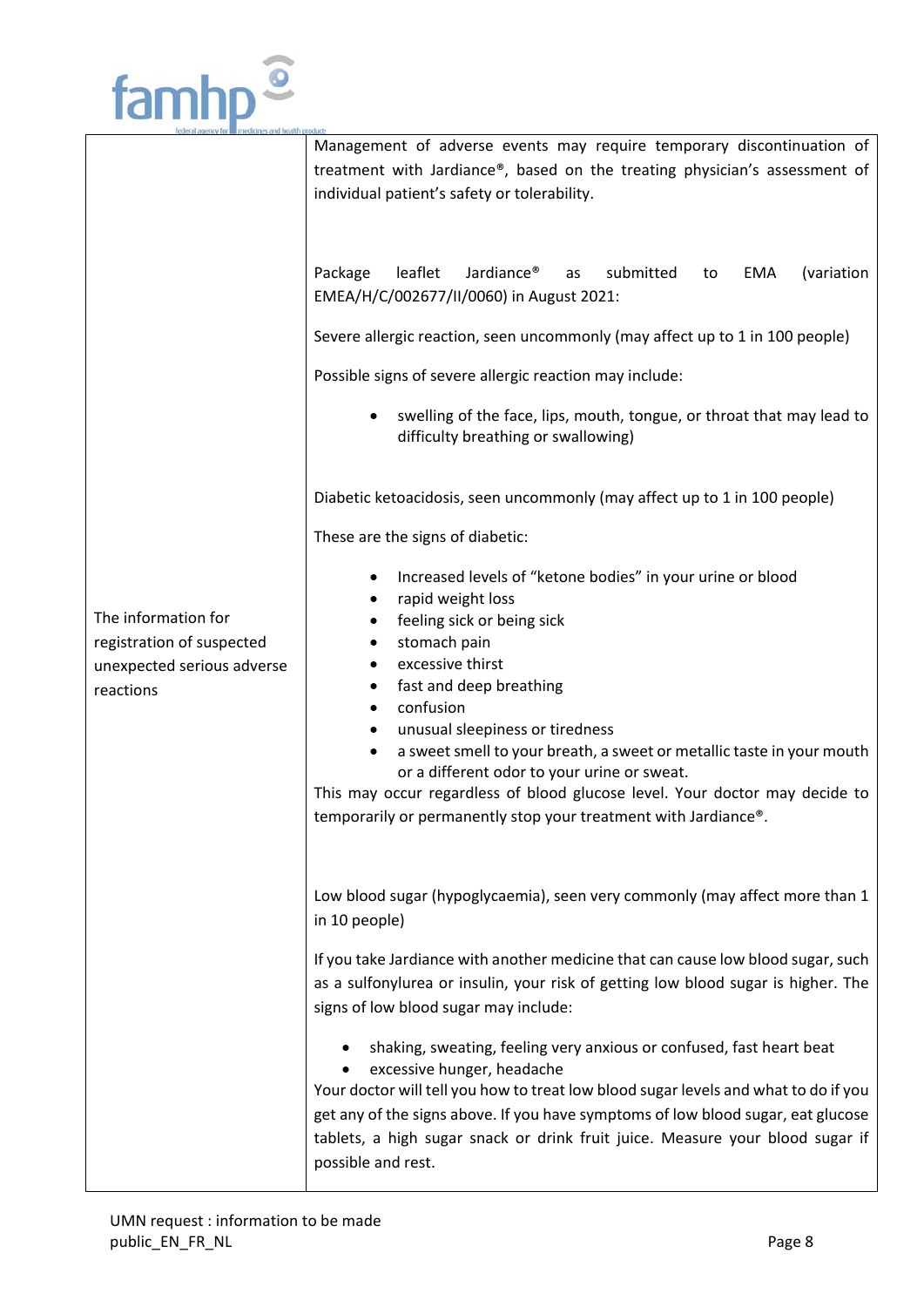| | |
|---|---|
| The information for registration of suspected unexpected serious adverse reactions | Management of adverse events may require temporary discontinuation of treatment with Jardiance®, based on the treating physician's assessment of individual patient's safety or tolerability.<br><br>Package leaflet Jardiance® as submitted to EMA (variation EMEA/H/C/002677/II/0060) in August 2021:<br><br>Severe allergic reaction, seen uncommonly (may affect up to 1 in 100 people)<br><br>Possible signs of severe allergic reaction may include:<br>• swelling of the face, lips, mouth, tongue, or throat that may lead to difficulty breathing or swallowing)<br><br>Diabetic ketoacidosis, seen uncommonly (may affect up to 1 in 100 people)<br><br>These are the signs of diabetic:<br>• Increased levels of "ketone bodies" in your urine or blood<br>• rapid weight loss<br>• feeling sick or being sick<br>• stomach pain<br>• excessive thirst<br>• fast and deep breathing<br>• confusion<br>• unusual sleepiness or tiredness<br>• a sweet smell to your breath, a sweet or metallic taste in your mouth or a different odor to your urine or sweat.<br>This may occur regardless of blood glucose level. Your doctor may decide to temporarily or permanently stop your treatment with Jardiance®.<br><br>Low blood sugar (hypoglycaemia), seen very commonly (may affect more than 1 in 10 people)<br><br>If you take Jardiance with another medicine that can cause low blood sugar, such as a sulfonylurea or insulin, your risk of getting low blood sugar is higher. The signs of low blood sugar may include:<br>• shaking, sweating, feeling very anxious or confused, fast heart beat<br>• excessive hunger, headache<br>Your doctor will tell you how to treat low blood sugar levels and what to do if you get any of the signs above. If you have symptoms of low blood sugar, eat glucose tablets, a high sugar snack or drink fruit juice. Measure your blood sugar if possible and rest. |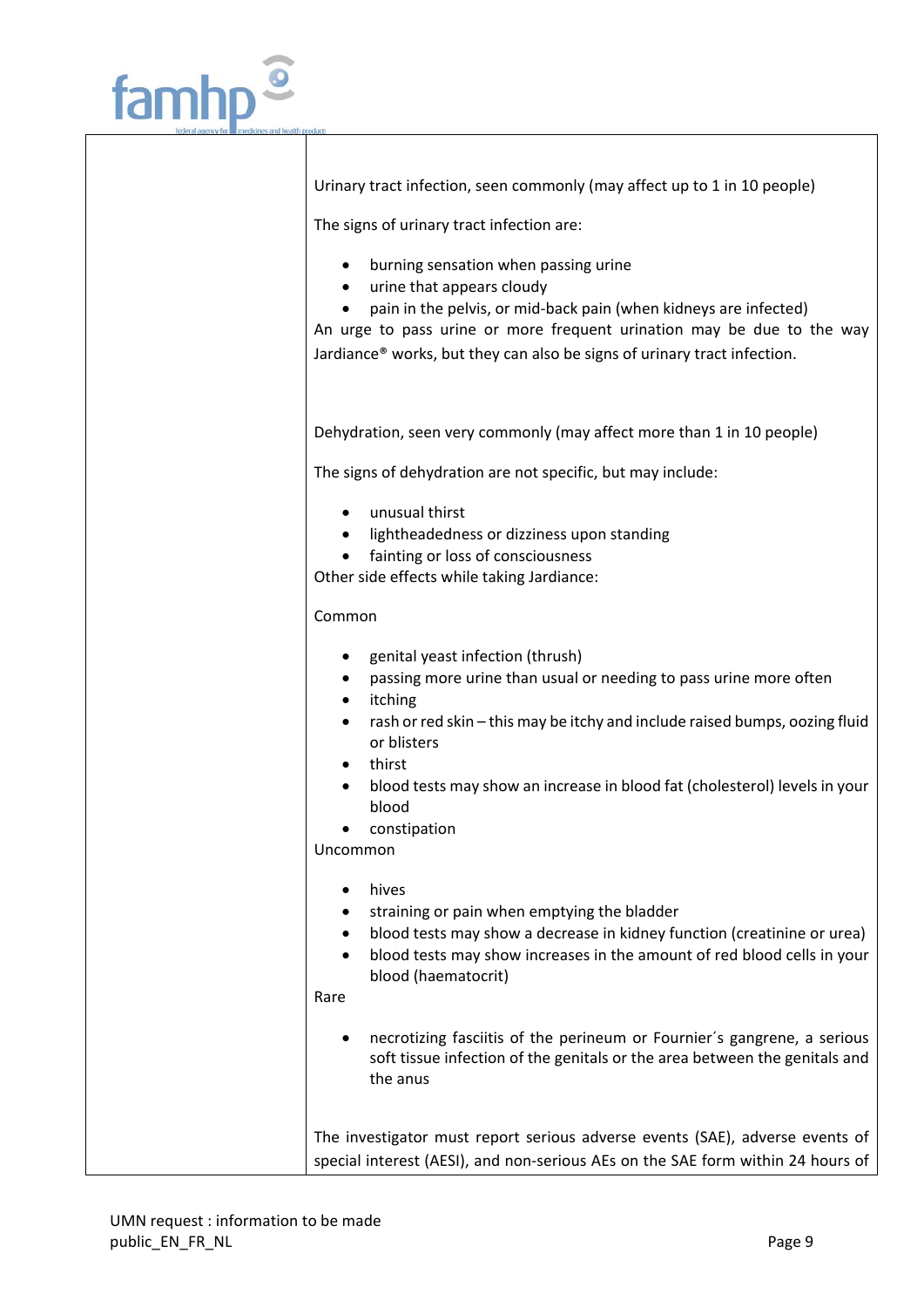| | |
|---|---|
| | Urinary tract infection, seen commonly (may affect up to 1 in 10 people)<br><br>The signs of urinary tract infection are:<br><br>• burning sensation when passing urine<br>• urine that appears cloudy<br>• pain in the pelvis, or mid-back pain (when kidneys are infected)<br><br>An urge to pass urine or more frequent urination may be due to the way Jardiance® works, but they can also be signs of urinary tract infection.<br><br>Dehydration, seen very commonly (may affect more than 1 in 10 people)<br><br>The signs of dehydration are not specific, but may include:<br><br>• unusual thirst<br>• lightheadedness or dizziness upon standing<br>• fainting or loss of consciousness<br><br>Other side effects while taking Jardiance:<br><br>Common<br><br>• genital yeast infection (thrush)<br>• passing more urine than usual or needing to pass urine more often<br>• itching<br>• rash or red skin – this may be itchy and include raised bumps, oozing fluid or blisters<br>• thirst<br>• blood tests may show an increase in blood fat (cholesterol) levels in your blood<br>• constipation<br><br>Uncommon<br><br>• hives<br>• straining or pain when emptying the bladder<br>• blood tests may show a decrease in kidney function (creatinine or urea)<br>• blood tests may show increases in the amount of red blood cells in your blood (haematocrit)<br><br>Rare<br><br>• necrotizing fasciitis of the perineum or Fournier´s gangrene, a serious soft tissue infection of the genitals or the area between the genitals and the anus<br><br>The investigator must report serious adverse events (SAE), adverse events of special interest (AESI), and non-serious AEs on the SAE form within 24 hours of |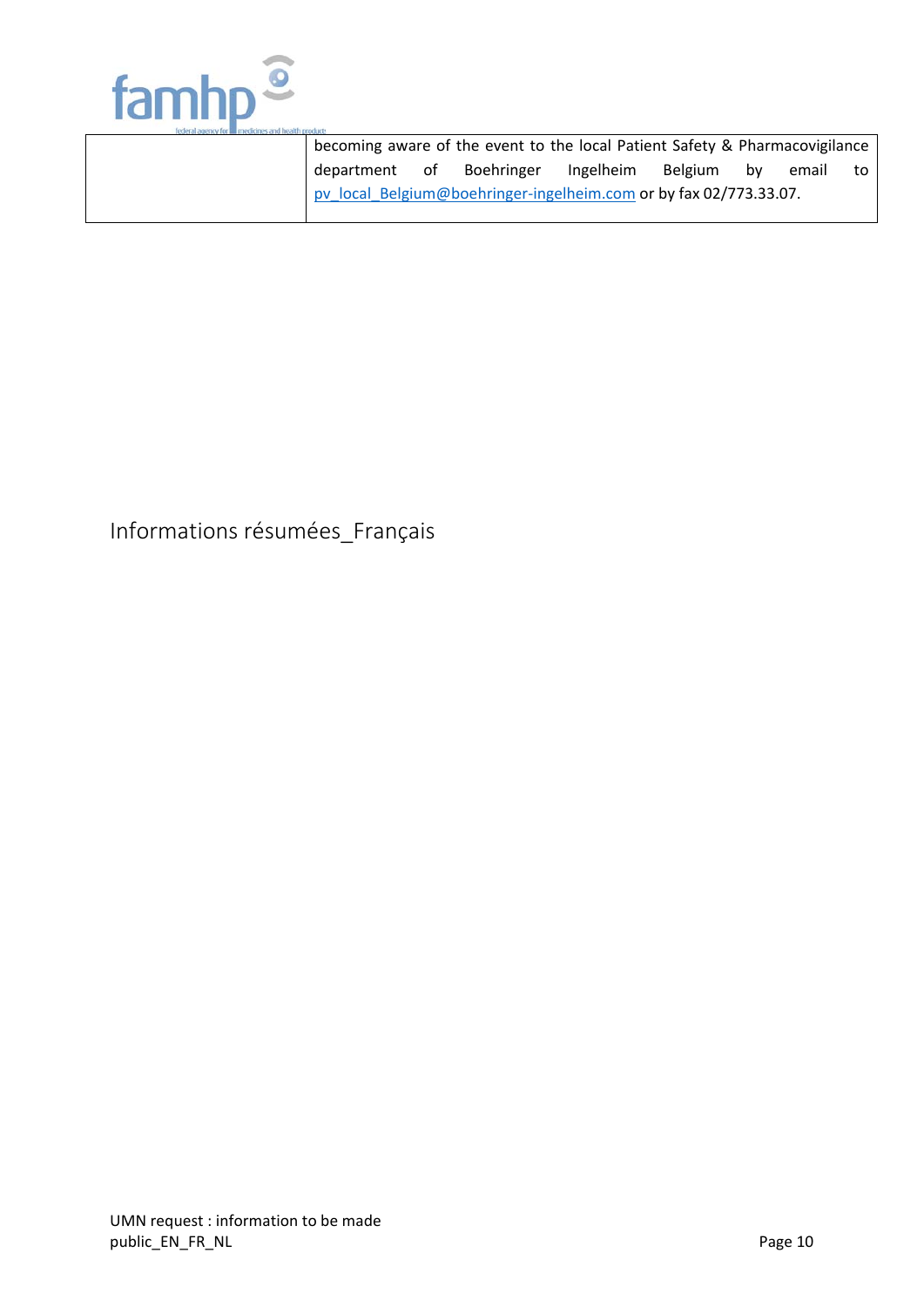| | |
|---|---|
| | becoming aware of the event to the local Patient Safety & Pharmacovigilance department of Boehringer Ingelheim Belgium by email to pv_local_Belgium@boehringer-ingelheim.com or by fax 02/773.33.07. |

# Informations résumées_Français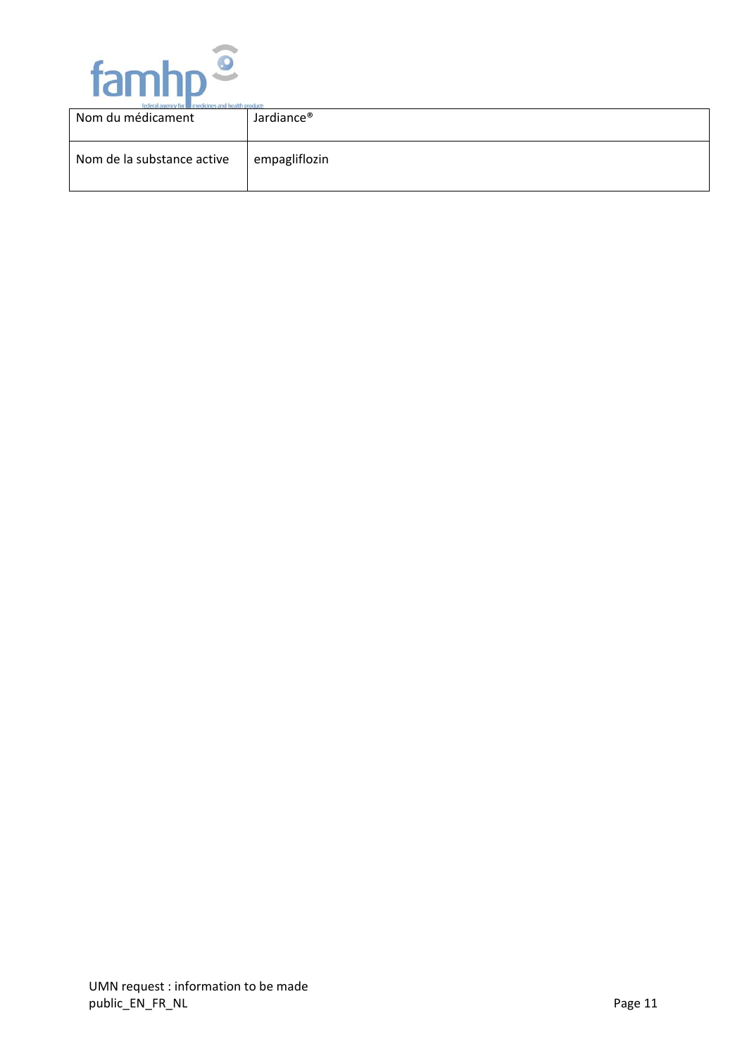| Nom du médicament | Jardiance® |
|---|---|
| Nom de la substance active | empagliflozin |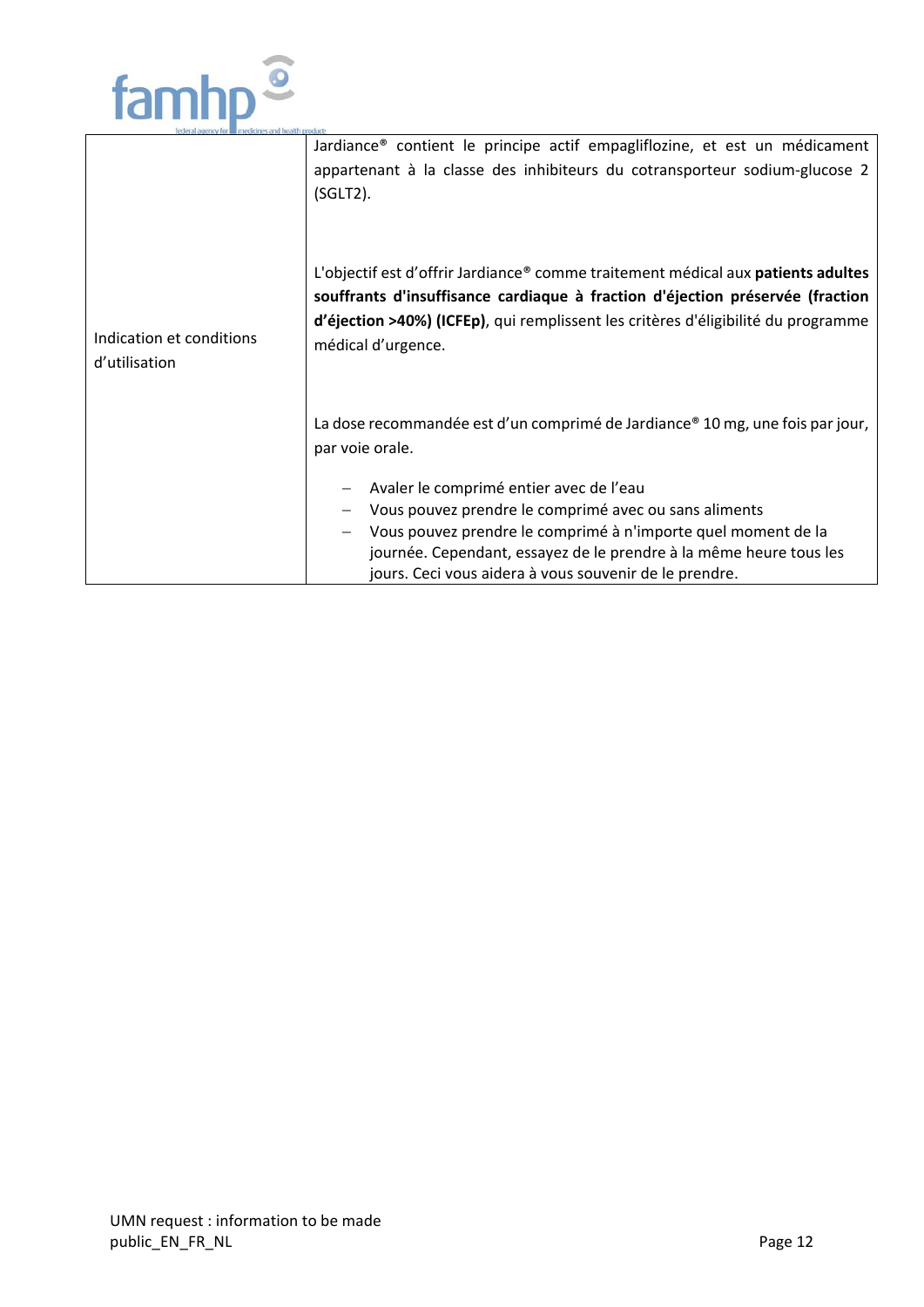| | |
|---|---|
| Indication et conditions d'utilisation | Jardiance® contient le principe actif empagliflozine, et est un médicament appartenant à la classe des inhibiteurs du cotransporteur sodium-glucose 2 (SGLT2).<br><br>L'objectif est d'offrir Jardiance® comme traitement médical aux **patients adultes souffrants d'insuffisance cardiaque à fraction d'éjection préservée (fraction d'éjection >40%) (ICFEp)**, qui remplissent les critères d'éligibilité du programme médical d'urgence.<br><br>La dose recommandée est d'un comprimé de Jardiance® 10 mg, une fois par jour, par voie orale.<br><br>– Avaler le comprimé entier avec de l'eau<br>– Vous pouvez prendre le comprimé avec ou sans aliments<br>– Vous pouvez prendre le comprimé à n'importe quel moment de la journée. Cependant, essayez de le prendre à la même heure tous les jours. Ceci vous aidera à vous souvenir de le prendre. |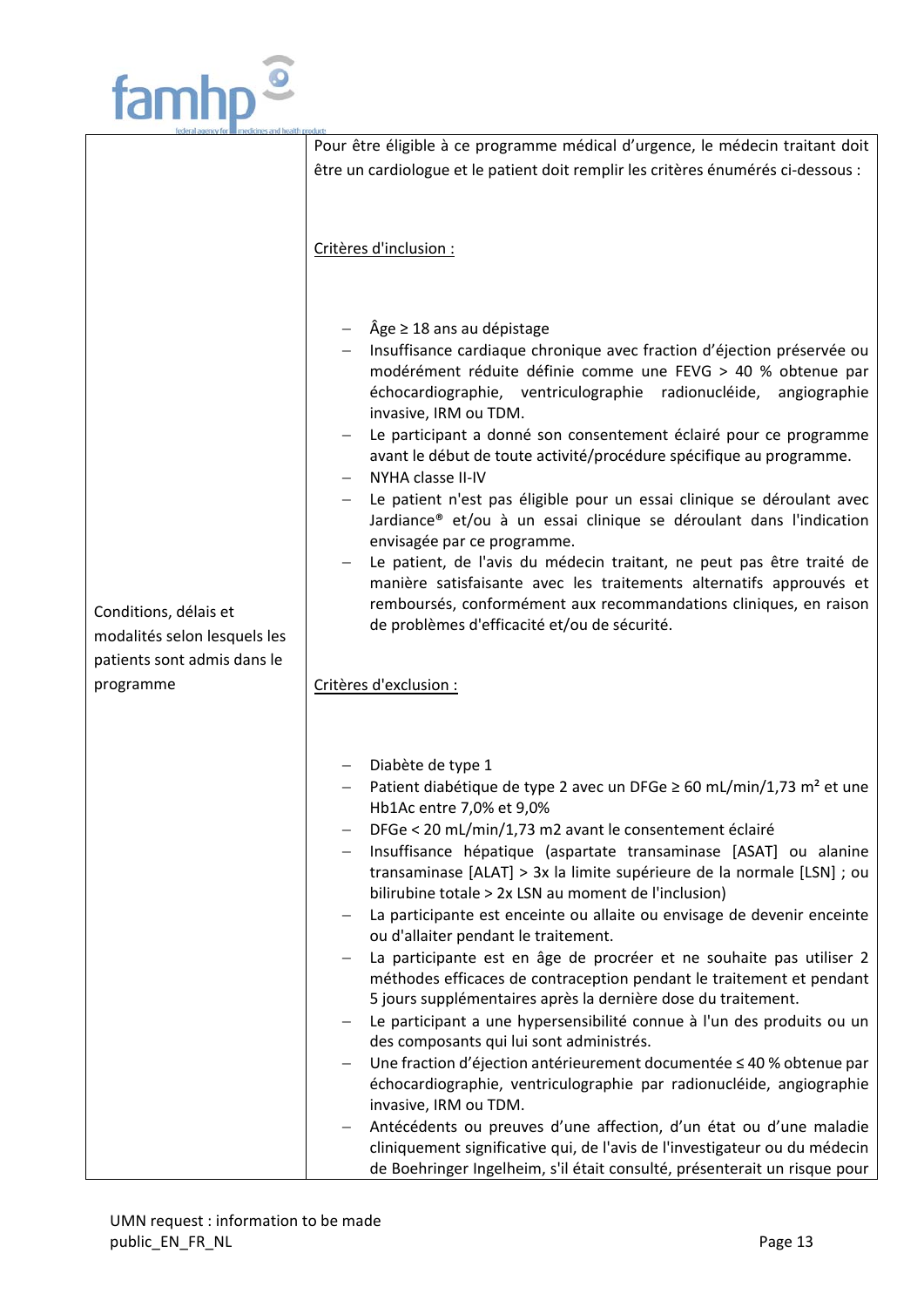| | |
|---|---|
| Conditions, délais et modalités selon lesquels les patients sont admis dans le programme | Pour être éligible à ce programme médical d'urgence, le médecin traitant doit être un cardiologue et le patient doit remplir les critères énumérés ci-dessous :<br><br><u>Critères d'inclusion :</u><br><br>– Âge ≥ 18 ans au dépistage<br>– Insuffisance cardiaque chronique avec fraction d'éjection préservée ou modérément réduite définie comme une FEVG > 40 % obtenue par échocardiographie, ventriculographie radionucléide, angiographie invasive, IRM ou TDM.<br>– Le participant a donné son consentement éclairé pour ce programme avant le début de toute activité/procédure spécifique au programme.<br>– NYHA classe II-IV<br>– Le patient n'est pas éligible pour un essai clinique se déroulant avec Jardiance® et/ou à un essai clinique se déroulant dans l'indication envisagée par ce programme.<br>– Le patient, de l'avis du médecin traitant, ne peut pas être traité de manière satisfaisante avec les traitements alternatifs approuvés et remboursés, conformément aux recommandations cliniques, en raison de problèmes d'efficacité et/ou de sécurité.<br><br><u>Critères d'exclusion :</u><br><br>– Diabète de type 1<br>– Patient diabétique de type 2 avec un DFGe ≥ 60 mL/min/1,73 m² et une Hb1Ac entre 7,0% et 9,0%<br>– DFGe < 20 mL/min/1,73 m2 avant le consentement éclairé<br>– Insuffisance hépatique (aspartate transaminase [ASAT] ou alanine transaminase [ALAT] > 3x la limite supérieure de la normale [LSN] ; ou bilirubine totale > 2x LSN au moment de l'inclusion)<br>– La participante est enceinte ou allaite ou envisage de devenir enceinte ou d'allaiter pendant le traitement.<br>– La participante est en âge de procréer et ne souhaite pas utiliser 2 méthodes efficaces de contraception pendant le traitement et pendant 5 jours supplémentaires après la dernière dose du traitement.<br>– Le participant a une hypersensibilité connue à l'un des produits ou un des composants qui lui sont administrés.<br>– Une fraction d'éjection antérieurement documentée ≤ 40 % obtenue par échocardiographie, ventriculographie par radionucléide, angiographie invasive, IRM ou TDM.<br>– Antécédents ou preuves d'une affection, d'un état ou d'une maladie cliniquement significative qui, de l'avis de l'investigateur ou du médecin de Boehringer Ingelheim, s'il était consulté, présenterait un risque pour |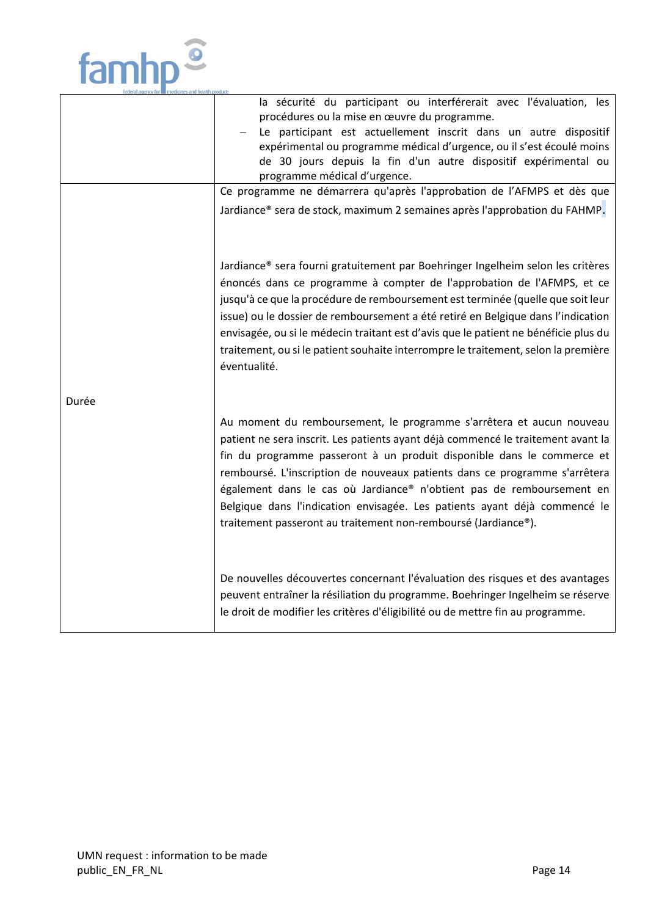| | |
|---|---|
| | la sécurité du participant ou interférerait avec l'évaluation, les procédures ou la mise en œuvre du programme.<br>– Le participant est actuellement inscrit dans un autre dispositif expérimental ou programme médical d'urgence, ou il s'est écoulé moins de 30 jours depuis la fin d'un autre dispositif expérimental ou programme médical d'urgence. |
| Durée | Ce programme ne démarrera qu'après l'approbation de l'AFMPS et dès que Jardiance® sera de stock, maximum 2 semaines après l'approbation du FAHMP.<br><br>Jardiance® sera fourni gratuitement par Boehringer Ingelheim selon les critères énoncés dans ce programme à compter de l'approbation de l'AFMPS, et ce jusqu'à ce que la procédure de remboursement est terminée (quelle que soit leur issue) ou le dossier de remboursement a été retiré en Belgique dans l'indication envisagée, ou si le médecin traitant est d'avis que le patient ne bénéficie plus du traitement, ou si le patient souhaite interrompre le traitement, selon la première éventualité.<br><br>Au moment du remboursement, le programme s'arrêtera et aucun nouveau patient ne sera inscrit. Les patients ayant déjà commencé le traitement avant la fin du programme passeront à un produit disponible dans le commerce et remboursé. L'inscription de nouveaux patients dans ce programme s'arrêtera également dans le cas où Jardiance® n'obtient pas de remboursement en Belgique dans l'indication envisagée. Les patients ayant déjà commencé le traitement passeront au traitement non-remboursé (Jardiance®).<br><br>De nouvelles découvertes concernant l'évaluation des risques et des avantages peuvent entraîner la résiliation du programme. Boehringer Ingelheim se réserve le droit de modifier les critères d'éligibilité ou de mettre fin au programme. |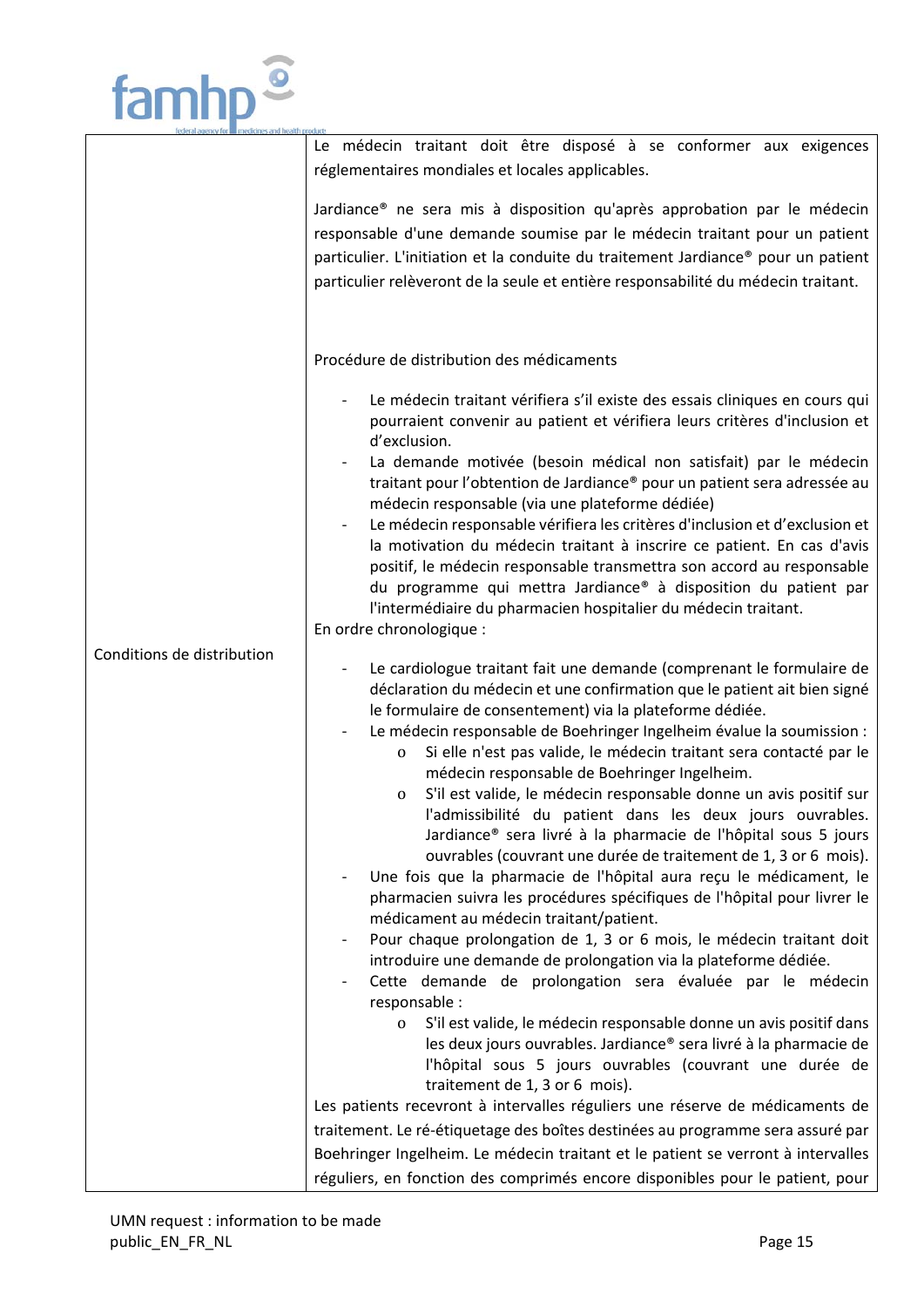| | |
|---|---|
| Conditions de distribution | Le médecin traitant doit être disposé à se conformer aux exigences réglementaires mondiales et locales applicables.<br><br>Jardiance® ne sera mis à disposition qu'après approbation par le médecin responsable d'une demande soumise par le médecin traitant pour un patient particulier. L'initiation et la conduite du traitement Jardiance® pour un patient particulier relèveront de la seule et entière responsabilité du médecin traitant.<br><br>Procédure de distribution des médicaments<br><br>- Le médecin traitant vérifiera s'il existe des essais cliniques en cours qui pourraient convenir au patient et vérifiera leurs critères d'inclusion et d'exclusion.<br>- La demande motivée (besoin médical non satisfait) par le médecin traitant pour l'obtention de Jardiance® pour un patient sera adressée au médecin responsable (via une plateforme dédiée)<br>- Le médecin responsable vérifiera les critères d'inclusion et d'exclusion et la motivation du médecin traitant à inscrire ce patient. En cas d'avis positif, le médecin responsable transmettra son accord au responsable du programme qui mettra Jardiance® à disposition du patient par l'intermédiaire du pharmacien hospitalier du médecin traitant.<br><br>En ordre chronologique :<br><br>- Le cardiologue traitant fait une demande (comprenant le formulaire de déclaration du médecin et une confirmation que le patient ait bien signé le formulaire de consentement) via la plateforme dédiée.<br>- Le médecin responsable de Boehringer Ingelheim évalue la soumission :<br>&nbsp;&nbsp;&nbsp;&nbsp;o Si elle n'est pas valide, le médecin traitant sera contacté par le médecin responsable de Boehringer Ingelheim.<br>&nbsp;&nbsp;&nbsp;&nbsp;o S'il est valide, le médecin responsable donne un avis positif sur l'admissibilité du patient dans les deux jours ouvrables. Jardiance® sera livré à la pharmacie de l'hôpital sous 5 jours ouvrables (couvrant une durée de traitement de 1, 3 or 6 mois).<br>- Une fois que la pharmacie de l'hôpital aura reçu le médicament, le pharmacien suivra les procédures spécifiques de l'hôpital pour livrer le médicament au médecin traitant/patient.<br>- Pour chaque prolongation de 1, 3 or 6 mois, le médecin traitant doit introduire une demande de prolongation via la plateforme dédiée.<br>- Cette demande de prolongation sera évaluée par le médecin responsable :<br>&nbsp;&nbsp;&nbsp;&nbsp;o S'il est valide, le médecin responsable donne un avis positif dans les deux jours ouvrables. Jardiance® sera livré à la pharmacie de l'hôpital sous 5 jours ouvrables (couvrant une durée de traitement de 1, 3 or 6 mois).<br><br>Les patients recevront à intervalles réguliers une réserve de médicaments de traitement. Le ré-étiquetage des boîtes destinées au programme sera assuré par Boehringer Ingelheim. Le médecin traitant et le patient se verront à intervalles réguliers, en fonction des comprimés encore disponibles pour le patient, pour |

UMN request : information to be made public_EN_FR_NL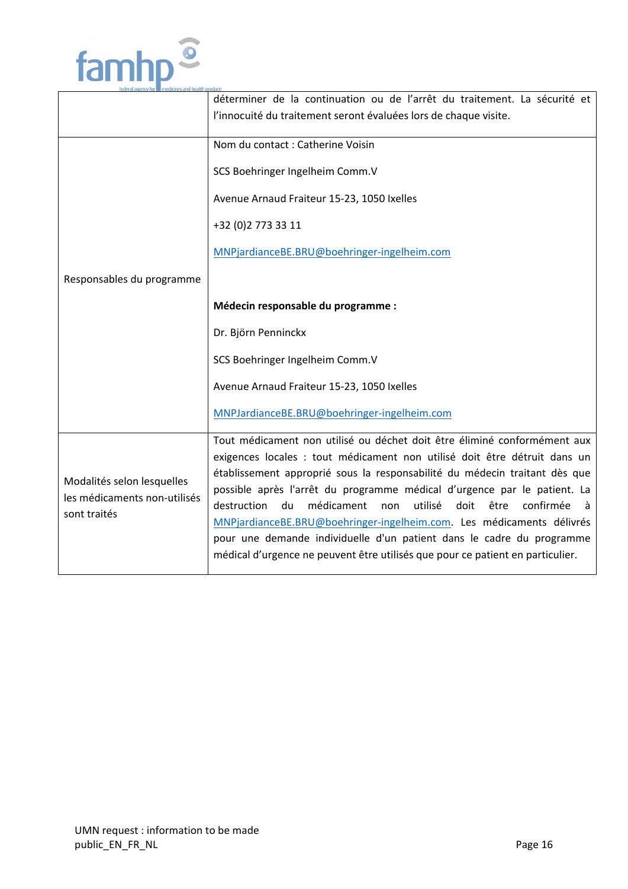| | |
|---|---|
| | déterminer de la continuation ou de l'arrêt du traitement. La sécurité et l'innocuité du traitement seront évaluées lors de chaque visite. |
| Responsables du programme | Nom du contact : Catherine Voisin<br><br>SCS Boehringer Ingelheim Comm.V<br><br>Avenue Arnaud Fraiteur 15-23, 1050 Ixelles<br><br>+32 (0)2 773 33 11<br><br>MNPjardianceBE.BRU@boehringer-ingelheim.com<br><br><br>**Médecin responsable du programme :**<br><br>Dr. Björn Penninckx<br><br>SCS Boehringer Ingelheim Comm.V<br><br>Avenue Arnaud Fraiteur 15-23, 1050 Ixelles<br><br>MNPJardianceBE.BRU@boehringer-ingelheim.com |
| Modalités selon lesquelles les médicaments non-utilisés sont traités | Tout médicament non utilisé ou déchet doit être éliminé conformément aux exigences locales : tout médicament non utilisé doit être détruit dans un établissement approprié sous la responsabilité du médecin traitant dès que possible après l'arrêt du programme médical d'urgence par le patient. La destruction du médicament non utilisé doit être confirmée à MNPjardianceBE.BRU@boehringer-ingelheim.com. Les médicaments délivrés pour une demande individuelle d'un patient dans le cadre du programme médical d'urgence ne peuvent être utilisés que pour ce patient en particulier. |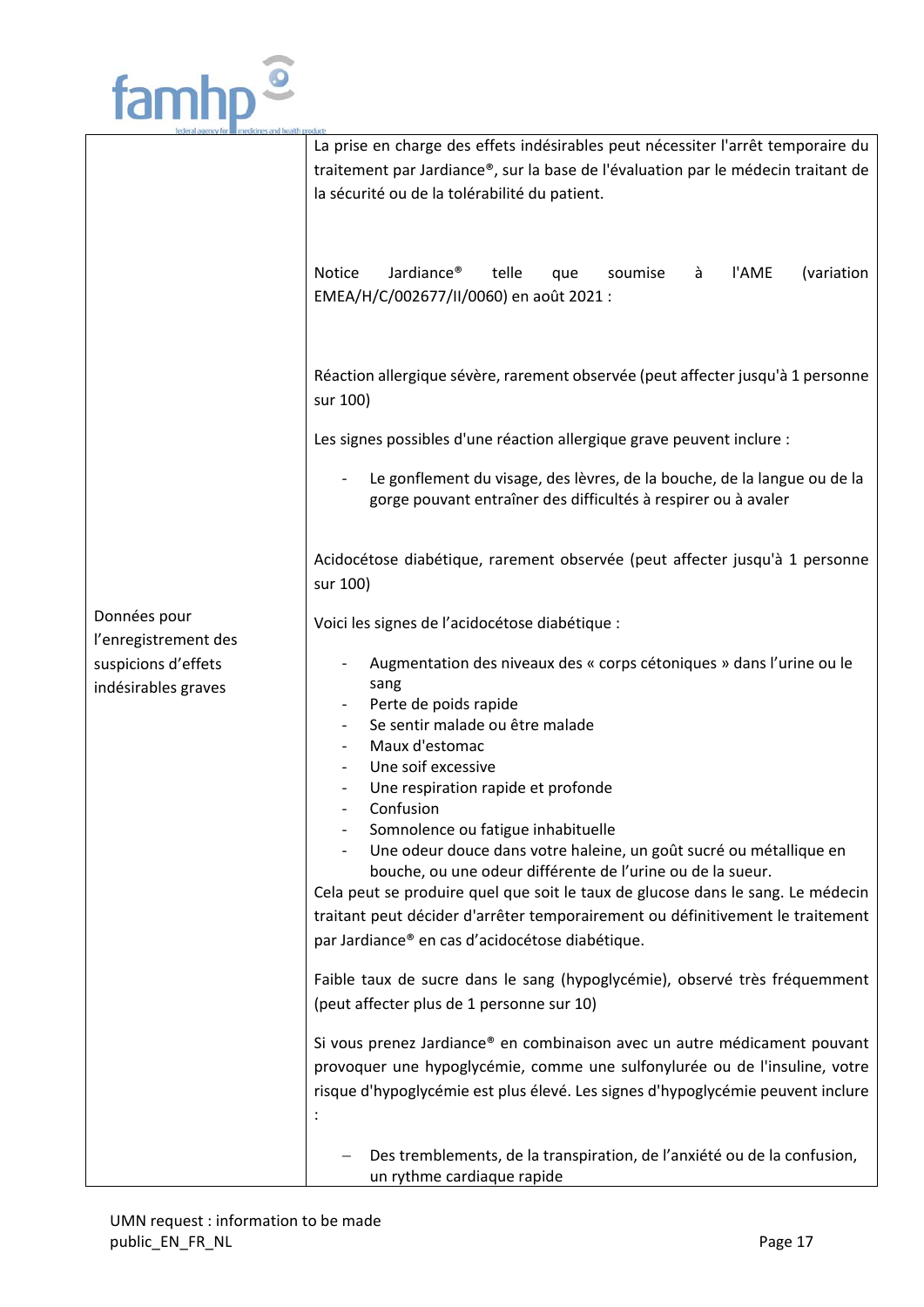| | |
|---|---|
| Données pour l'enregistrement des suspicions d'effets indésirables graves | La prise en charge des effets indésirables peut nécessiter l'arrêt temporaire du traitement par Jardiance®, sur la base de l'évaluation par le médecin traitant de la sécurité ou de la tolérabilité du patient.<br><br>Notice Jardiance® telle que soumise à l'AME (variation EMEA/H/C/002677/II/0060) en août 2021 :<br><br>Réaction allergique sévère, rarement observée (peut affecter jusqu'à 1 personne sur 100)<br><br>Les signes possibles d'une réaction allergique grave peuvent inclure :<br><br>- Le gonflement du visage, des lèvres, de la bouche, de la langue ou de la gorge pouvant entraîner des difficultés à respirer ou à avaler<br><br>Acidocétose diabétique, rarement observée (peut affecter jusqu'à 1 personne sur 100)<br><br>Voici les signes de l'acidocétose diabétique :<br><br>- Augmentation des niveaux des « corps cétoniques » dans l'urine ou le sang<br>- Perte de poids rapide<br>- Se sentir malade ou être malade<br>- Maux d'estomac<br>- Une soif excessive<br>- Une respiration rapide et profonde<br>- Confusion<br>- Somnolence ou fatigue inhabituelle<br>- Une odeur douce dans votre haleine, un goût sucré ou métallique en bouche, ou une odeur différente de l'urine ou de la sueur.<br><br>Cela peut se produire quel que soit le taux de glucose dans le sang. Le médecin traitant peut décider d'arrêter temporairement ou définitivement le traitement par Jardiance® en cas d'acidocétose diabétique.<br><br>Faible taux de sucre dans le sang (hypoglycémie), observé très fréquemment (peut affecter plus de 1 personne sur 10)<br><br>Si vous prenez Jardiance® en combinaison avec un autre médicament pouvant provoquer une hypoglycémie, comme une sulfonylurée ou de l'insuline, votre risque d'hypoglycémie est plus élevé. Les signes d'hypoglycémie peuvent inclure :<br><br>– Des tremblements, de la transpiration, de l'anxiété ou de la confusion, un rythme cardiaque rapide |

UMN request : information to be made public_EN_FR_NL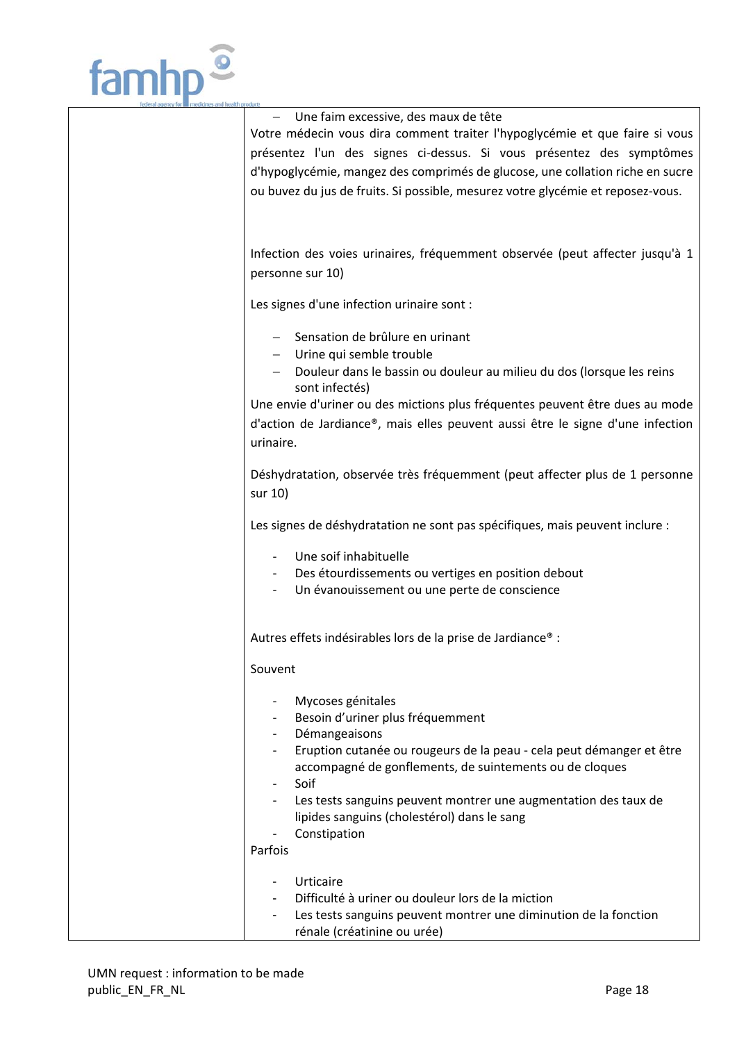| | – Une faim excessive, des maux de tête<br>Votre médecin vous dira comment traiter l'hypoglycémie et que faire si vous présentez l'un des signes ci-dessus. Si vous présentez des symptômes d'hypoglycémie, mangez des comprimés de glucose, une collation riche en sucre ou buvez du jus de fruits. Si possible, mesurez votre glycémie et reposez-vous.<br><br>Infection des voies urinaires, fréquemment observée (peut affecter jusqu'à 1 personne sur 10)<br><br>Les signes d'une infection urinaire sont :<br><br>– Sensation de brûlure en urinant<br>– Urine qui semble trouble<br>– Douleur dans le bassin ou douleur au milieu du dos (lorsque les reins sont infectés)<br><br>Une envie d'uriner ou des mictions plus fréquentes peuvent être dues au mode d'action de Jardiance®, mais elles peuvent aussi être le signe d'une infection urinaire.<br><br>Déshydratation, observée très fréquemment (peut affecter plus de 1 personne sur 10)<br><br>Les signes de déshydratation ne sont pas spécifiques, mais peuvent inclure :<br><br>- Une soif inhabituelle<br>- Des étourdissements ou vertiges en position debout<br>- Un évanouissement ou une perte de conscience<br><br>Autres effets indésirables lors de la prise de Jardiance® :<br><br>Souvent<br><br>- Mycoses génitales<br>- Besoin d'uriner plus fréquemment<br>- Démangeaisons<br>- Eruption cutanée ou rougeurs de la peau - cela peut démanger et être accompagné de gonflements, de suintements ou de cloques<br>- Soif<br>- Les tests sanguins peuvent montrer une augmentation des taux de lipides sanguins (cholestérol) dans le sang<br>- Constipation<br><br>Parfois<br><br>- Urticaire<br>- Difficulté à uriner ou douleur lors de la miction<br>- Les tests sanguins peuvent montrer une diminution de la fonction rénale (créatinine ou urée) |
|---|---|

UMN request : information to be made public_EN_FR_NL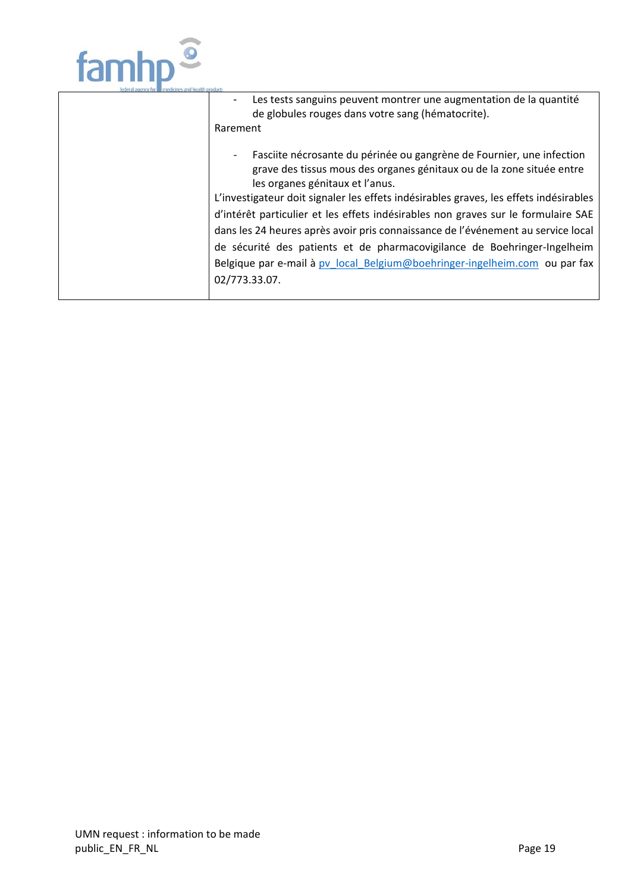| | - Les tests sanguins peuvent montrer une augmentation de la quantité de globules rouges dans votre sang (hématocrite).<br>Rarement<br>- Fasciite nécrosante du périnée ou gangrène de Fournier, une infection grave des tissus mous des organes génitaux ou de la zone située entre les organes génitaux et l'anus.<br>L'investigateur doit signaler les effets indésirables graves, les effets indésirables d'intérêt particulier et les effets indésirables non graves sur le formulaire SAE dans les 24 heures après avoir pris connaissance de l'événement au service local de sécurité des patients et de pharmacovigilance de Boehringer-Ingelheim Belgique par e-mail à pv_local_Belgium@boehringer-ingelheim.com ou par fax 02/773.33.07. |
|---|---|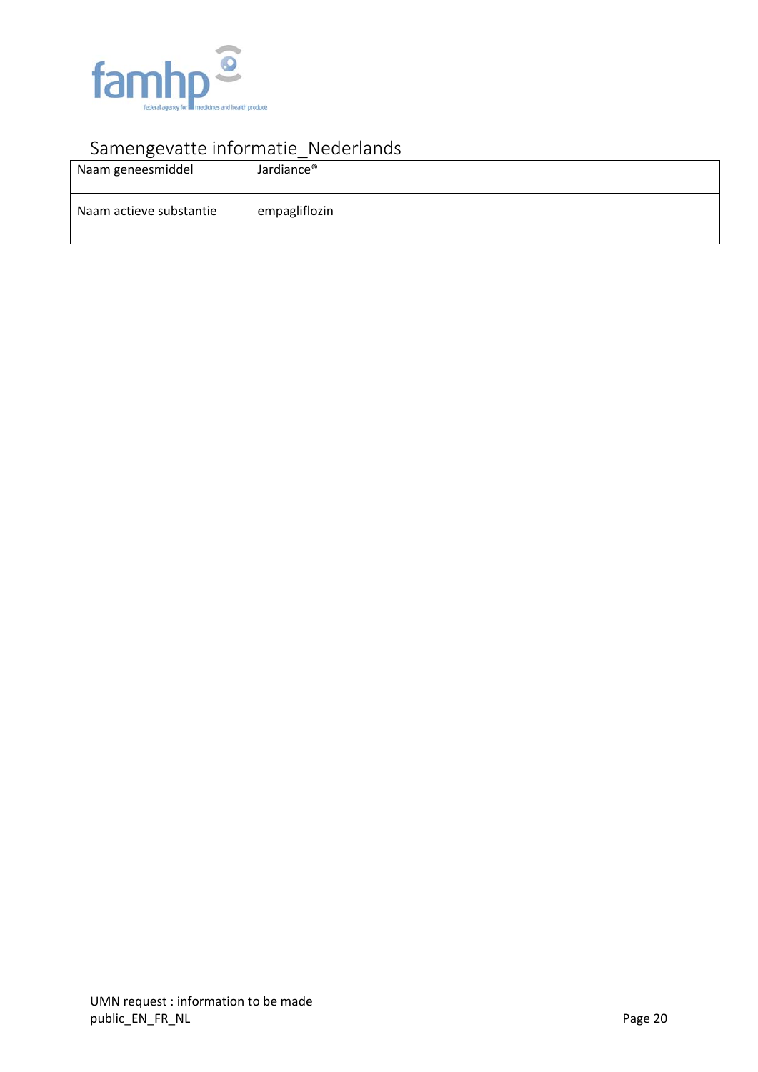# Samengevatte informatie_Nederlands

| Naam geneesmiddel | Jardiance® |
| --- | --- |
| Naam actieve substantie | empagliflozin |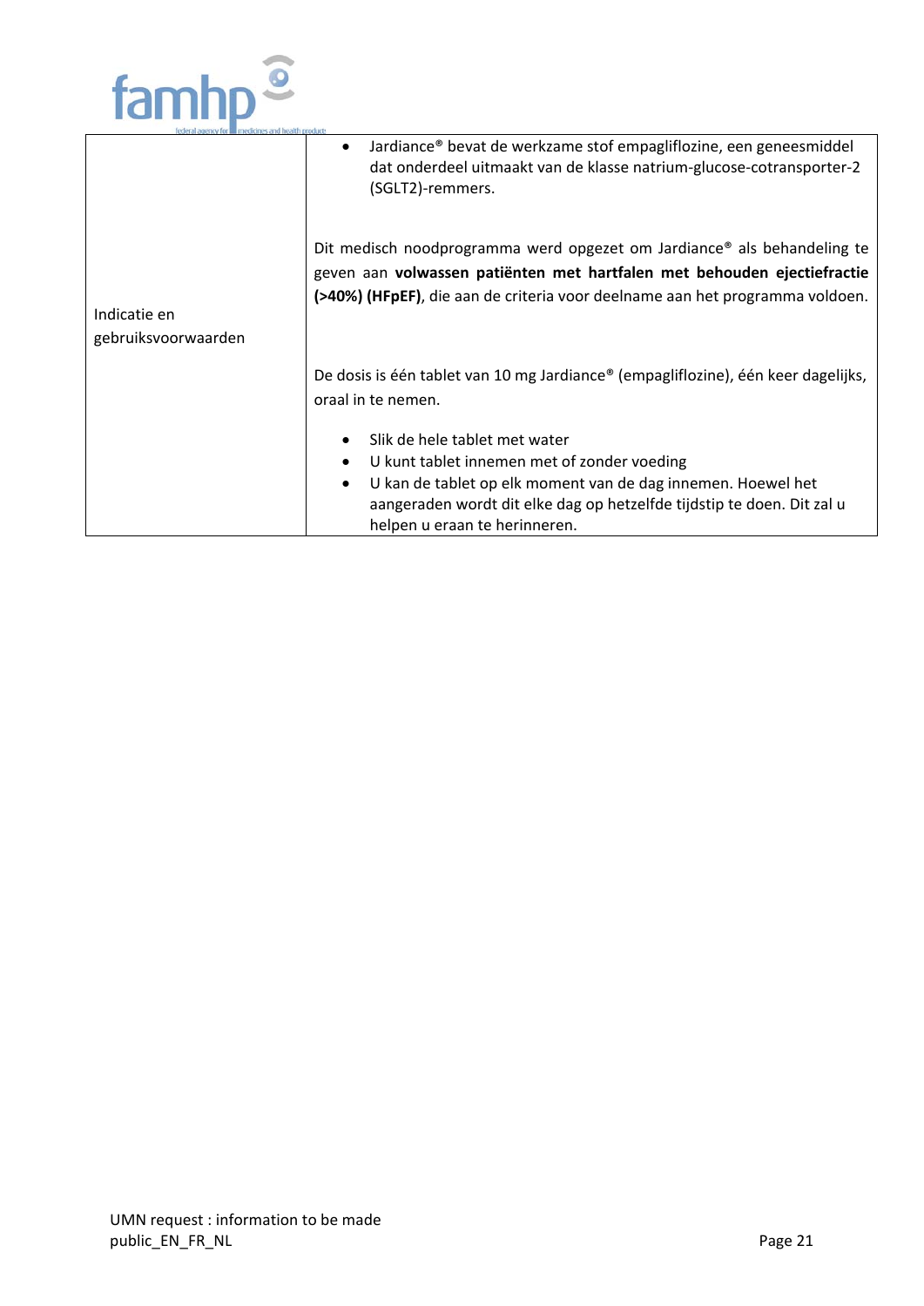| | |
|---|---|
| Indicatie en gebruiksvoorwaarden | • Jardiance® bevat de werkzame stof empagliflozine, een geneesmiddel dat onderdeel uitmaakt van de klasse natrium-glucose-cotransporter-2 (SGLT2)-remmers.<br><br>Dit medisch noodprogramma werd opgezet om Jardiance® als behandeling te geven aan **volwassen patiënten met hartfalen met behouden ejectiefractie (>40%) (HFpEF)**, die aan de criteria voor deelname aan het programma voldoen.<br><br>De dosis is één tablet van 10 mg Jardiance® (empagliflozine), één keer dagelijks, oraal in te nemen.<br><br>• Slik de hele tablet met water<br>• U kunt tablet innemen met of zonder voeding<br>• U kan de tablet op elk moment van de dag innemen. Hoewel het aangeraden wordt dit elke dag op hetzelfde tijdstip te doen. Dit zal u helpen u eraan te herinneren. |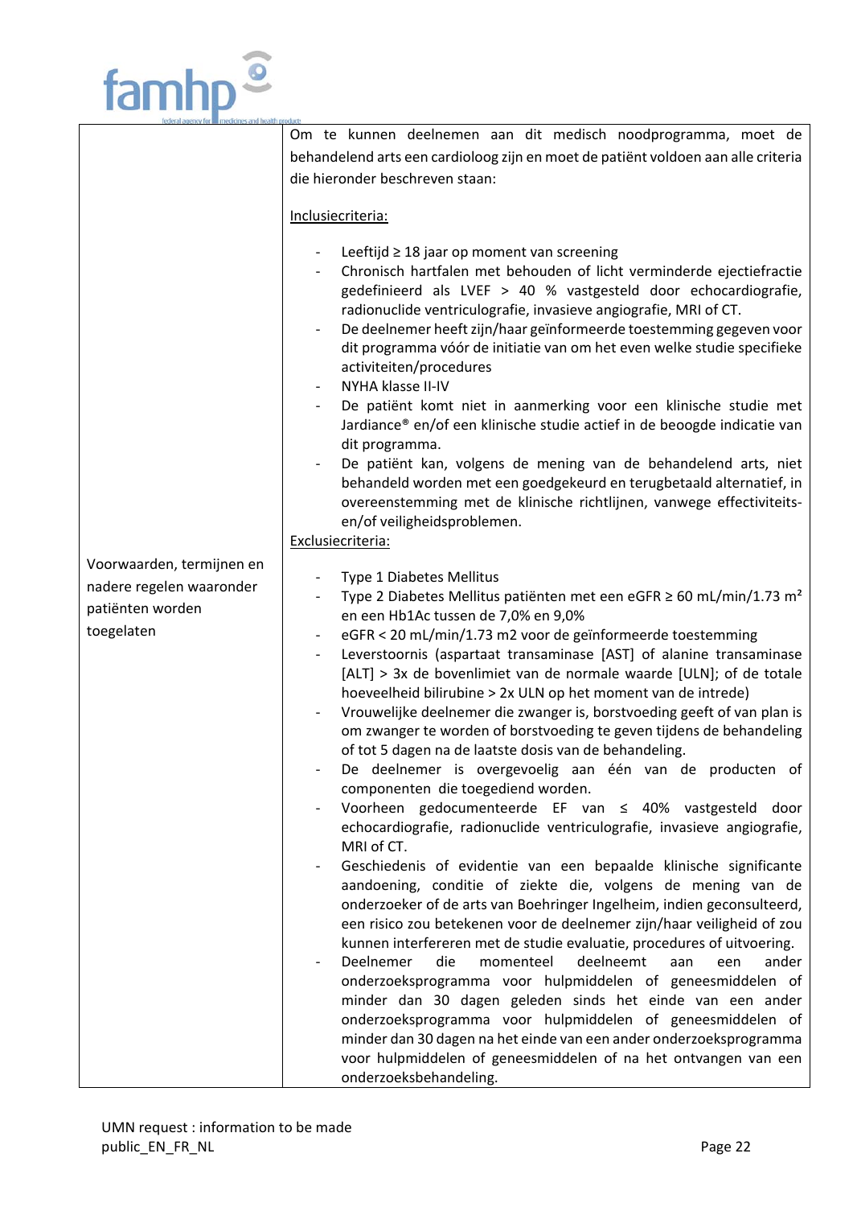| | |
|---|---|
| Voorwaarden, termijnen en nadere regelen waaronder patiënten worden toegelaten | Om te kunnen deelnemen aan dit medisch noodprogramma, moet de behandelend arts een cardioloog zijn en moet de patiënt voldoen aan alle criteria die hieronder beschreven staan:<br><br>Inclusiecriteria:<br><br>- Leeftijd ≥ 18 jaar op moment van screening<br>- Chronisch hartfalen met behouden of licht verminderde ejectiefractie gedefinieerd als LVEF > 40 % vastgesteld door echocardiografie, radionuclide ventriculografie, invasieve angiografie, MRI of CT.<br>- De deelnemer heeft zijn/haar geïnformeerde toestemming gegeven voor dit programma vóór de initiatie van om het even welke studie specifieke activiteiten/procedures<br>- NYHA klasse II-IV<br>- De patiënt komt niet in aanmerking voor een klinische studie met Jardiance® en/of een klinische studie actief in de beoogde indicatie van dit programma.<br>- De patiënt kan, volgens de mening van de behandelend arts, niet behandeld worden met een goedgekeurd en terugbetaald alternatief, in overeenstemming met de klinische richtlijnen, vanwege effectiviteits- en/of veiligheidsproblemen.<br><br>Exclusiecriteria:<br><br>- Type 1 Diabetes Mellitus<br>- Type 2 Diabetes Mellitus patiënten met een eGFR ≥ 60 mL/min/1.73 $m^2$ en een Hb1Ac tussen de 7,0% en 9,0%<br>- eGFR < 20 mL/min/1.73 m2 voor de geïnformeerde toestemming<br>- Leverstoornis (aspartaat transaminase [AST] of alanine transaminase [ALT] > 3x de bovenlimiet van de normale waarde [ULN]; of de totale hoeveelheid bilirubine > 2x ULN op het moment van de intrede)<br>- Vrouwelijke deelnemer die zwanger is, borstvoeding geeft of van plan is om zwanger te worden of borstvoeding te geven tijdens de behandeling of tot 5 dagen na de laatste dosis van de behandeling.<br>- De deelnemer is overgevoelig aan één van de producten of componenten die toegediend worden.<br>- Voorheen gedocumenteerde EF van ≤ 40% vastgesteld door echocardiografie, radionuclide ventriculografie, invasieve angiografie, MRI of CT.<br>- Geschiedenis of evidentie van een bepaalde klinische significante aandoening, conditie of ziekte die, volgens de mening van de onderzoeker of de arts van Boehringer Ingelheim, indien geconsulteerd, een risico zou betekenen voor de deelnemer zijn/haar veiligheid of zou kunnen interfereren met de studie evaluatie, procedures of uitvoering.<br>- Deelnemer die momenteel deelneemt aan een ander onderzoeksprogramma voor hulpmiddelen of geneesmiddelen of minder dan 30 dagen geleden sinds het einde van een ander onderzoeksprogramma voor hulpmiddelen of geneesmiddelen of minder dan 30 dagen na het einde van een ander onderzoeksprogramma voor hulpmiddelen of geneesmiddelen of na het ontvangen van een onderzoeksbehandeling. |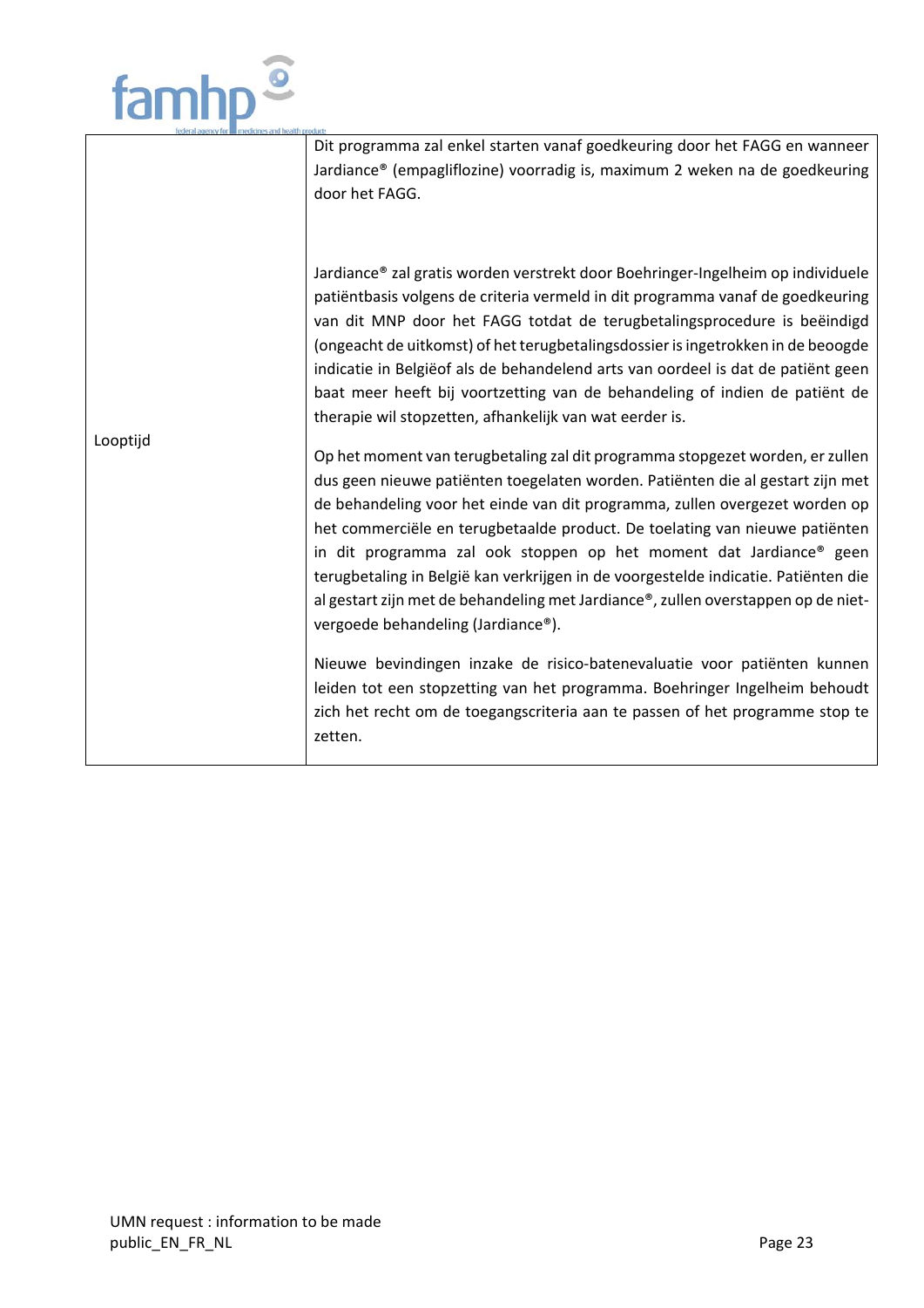| | |
|---|---|
| Looptijd | Dit programma zal enkel starten vanaf goedkeuring door het FAGG en wanneer Jardiance® (empagliflozine) voorradig is, maximum 2 weken na de goedkeuring door het FAGG.<br><br>Jardiance® zal gratis worden verstrekt door Boehringer-Ingelheim op individuele patiëntbasis volgens de criteria vermeld in dit programma vanaf de goedkeuring van dit MNP door het FAGG totdat de terugbetalingsprocedure is beëindigd (ongeacht de uitkomst) of het terugbetalingsdossier is ingetrokken in de beoogde indicatie in Belgiëof als de behandelend arts van oordeel is dat de patiënt geen baat meer heeft bij voortzetting van de behandeling of indien de patiënt de therapie wil stopzetten, afhankelijk van wat eerder is.<br><br>Op het moment van terugbetaling zal dit programma stopgezet worden, er zullen dus geen nieuwe patiënten toegelaten worden. Patiënten die al gestart zijn met de behandeling voor het einde van dit programma, zullen overgezet worden op het commerciële en terugbetaalde product. De toelating van nieuwe patiënten in dit programma zal ook stoppen op het moment dat Jardiance® geen terugbetaling in België kan verkrijgen in de voorgestelde indicatie. Patiënten die al gestart zijn met de behandeling met Jardiance®, zullen overstappen op de niet-vergoede behandeling (Jardiance®).<br><br>Nieuwe bevindingen inzake de risico-batenevaluatie voor patiënten kunnen leiden tot een stopzetting van het programma. Boehringer Ingelheim behoudt zich het recht om de toegangscriteria aan te passen of het programme stop te zetten. |

UMN request : information to be made public_EN_FR_NL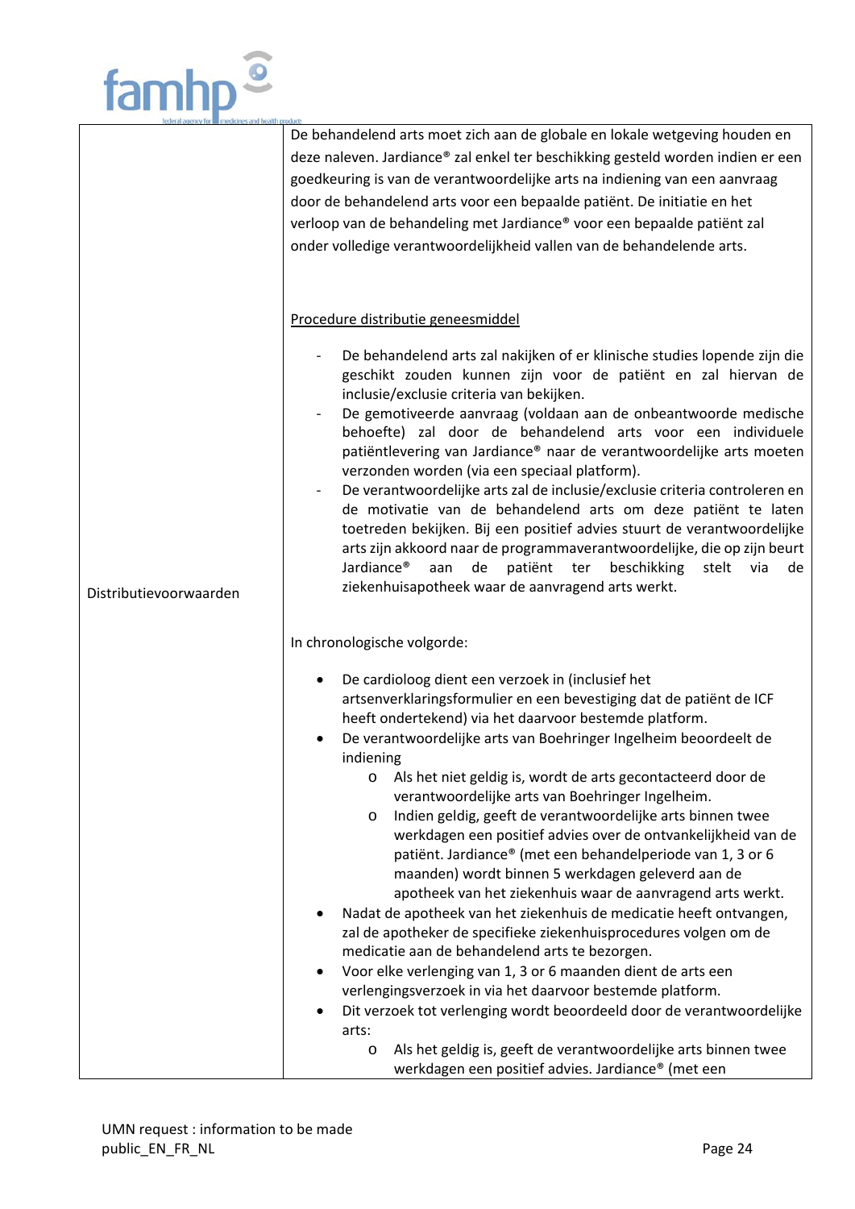| | |
|---|---|
| | De behandelend arts moet zich aan de globale en lokale wetgeving houden en deze naleven. Jardiance® zal enkel ter beschikking gesteld worden indien er een goedkeuring is van de verantwoordelijke arts na indiening van een aanvraag door de behandelend arts voor een bepaalde patiënt. De initiatie en het verloop van de behandeling met Jardiance® voor een bepaalde patiënt zal onder volledige verantwoordelijkheid vallen van de behandelende arts. |
| Distributievoorwaarden | <u>Procedure distributie geneesmiddel</u><br><br>- De behandelend arts zal nakijken of er klinische studies lopende zijn die geschikt zouden kunnen zijn voor de patiënt en zal hiervan de inclusie/exclusie criteria van bekijken.<br>- De gemotiveerde aanvraag (voldaan aan de onbeantwoorde medische behoefte) zal door de behandelend arts voor een individuele patiëntlevering van Jardiance® naar de verantwoordelijke arts moeten verzonden worden (via een speciaal platform).<br>- De verantwoordelijke arts zal de inclusie/exclusie criteria controleren en de motivatie van de behandelend arts om deze patiënt te laten toetreden bekijken. Bij een positief advies stuurt de verantwoordelijke arts zijn akkoord naar de programmaverantwoordelijke, die op zijn beurt Jardiance® aan de patiënt ter beschikking stelt via de ziekenhuisapotheek waar de aanvragend arts werkt.<br><br>In chronologische volgorde:<br><br>• De cardioloog dient een verzoek in (inclusief het artsenverklaringsformulier en een bevestiging dat de patiënt de ICF heeft ondertekend) via het daarvoor bestemde platform.<br>• De verantwoordelijke arts van Boehringer Ingelheim beoordeelt de indiening<br>&nbsp;&nbsp;&nbsp;&nbsp;o Als het niet geldig is, wordt de arts gecontacteerd door de verantwoordelijke arts van Boehringer Ingelheim.<br>&nbsp;&nbsp;&nbsp;&nbsp;o Indien geldig, geeft de verantwoordelijke arts binnen twee werkdagen een positief advies over de ontvankelijkheid van de patiënt. Jardiance® (met een behandelperiode van 1, 3 or 6 maanden) wordt binnen 5 werkdagen geleverd aan de apotheek van het ziekenhuis waar de aanvragend arts werkt.<br>• Nadat de apotheek van het ziekenhuis de medicatie heeft ontvangen, zal de apotheker de specifieke ziekenhuisprocedures volgen om de medicatie aan de behandelend arts te bezorgen.<br>• Voor elke verlenging van 1, 3 or 6 maanden dient de arts een verlengingsverzoek in via het daarvoor bestemde platform.<br>• Dit verzoek tot verlenging wordt beoordeeld door de verantwoordelijke arts:<br>&nbsp;&nbsp;&nbsp;&nbsp;o Als het geldig is, geeft de verantwoordelijke arts binnen twee werkdagen een positief advies. Jardiance® (met een |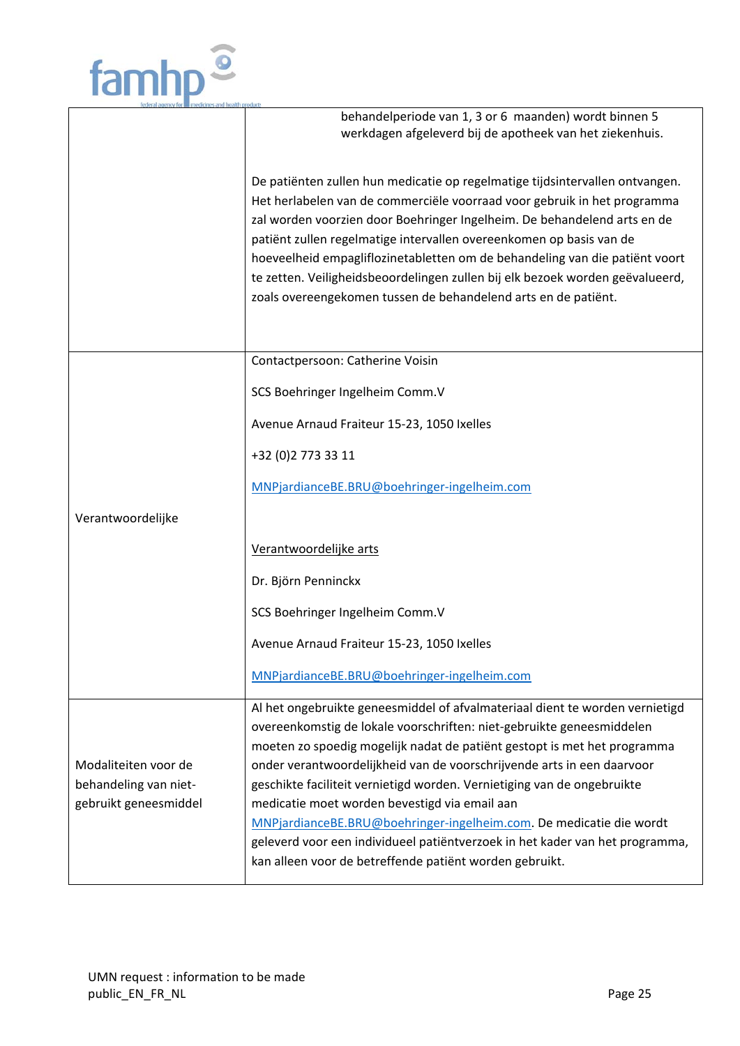| | |
|---|---|
| | behandelperiode van 1, 3 or 6 maanden) wordt binnen 5 werkdagen afgeleverd bij de apotheek van het ziekenhuis.<br><br>De patiënten zullen hun medicatie op regelmatige tijdsintervallen ontvangen. Het herlabelen van de commerciële voorraad voor gebruik in het programma zal worden voorzien door Boehringer Ingelheim. De behandelend arts en de patiënt zullen regelmatige intervallen overeenkomen op basis van de hoeveelheid empagliflozinetabletten om de behandeling van die patiënt voort te zetten. Veiligheidsbeoordelingen zullen bij elk bezoek worden geëvalueerd, zoals overeengekomen tussen de behandelend arts en de patiënt. |
| Verantwoordelijke | Contactpersoon: Catherine Voisin<br><br>SCS Boehringer Ingelheim Comm.V<br><br>Avenue Arnaud Fraiteur 15-23, 1050 Ixelles<br><br>+32 (0)2 773 33 11<br><br>MNPjardianceBE.BRU@boehringer-ingelheim.com<br><br>Verantwoordelijke arts<br><br>Dr. Björn Penninckx<br><br>SCS Boehringer Ingelheim Comm.V<br><br>Avenue Arnaud Fraiteur 15-23, 1050 Ixelles<br><br>MNPjardianceBE.BRU@boehringer-ingelheim.com |
| Modaliteiten voor de behandeling van niet-gebruikt geneesmiddel | Al het ongebruikte geneesmiddel of afvalmateriaal dient te worden vernietigd overeenkomstig de lokale voorschriften: niet-gebruikte geneesmiddelen moeten zo spoedig mogelijk nadat de patiënt gestopt is met het programma onder verantwoordelijkheid van de voorschrijvende arts in een daarvoor geschikte faciliteit vernietigd worden. Vernietiging van de ongebruikte medicatie moet worden bevestigd via email aan MNPjardianceBE.BRU@boehringer-ingelheim.com. De medicatie die wordt geleverd voor een individueel patiëntverzoek in het kader van het programma, kan alleen voor de betreffende patiënt worden gebruikt. |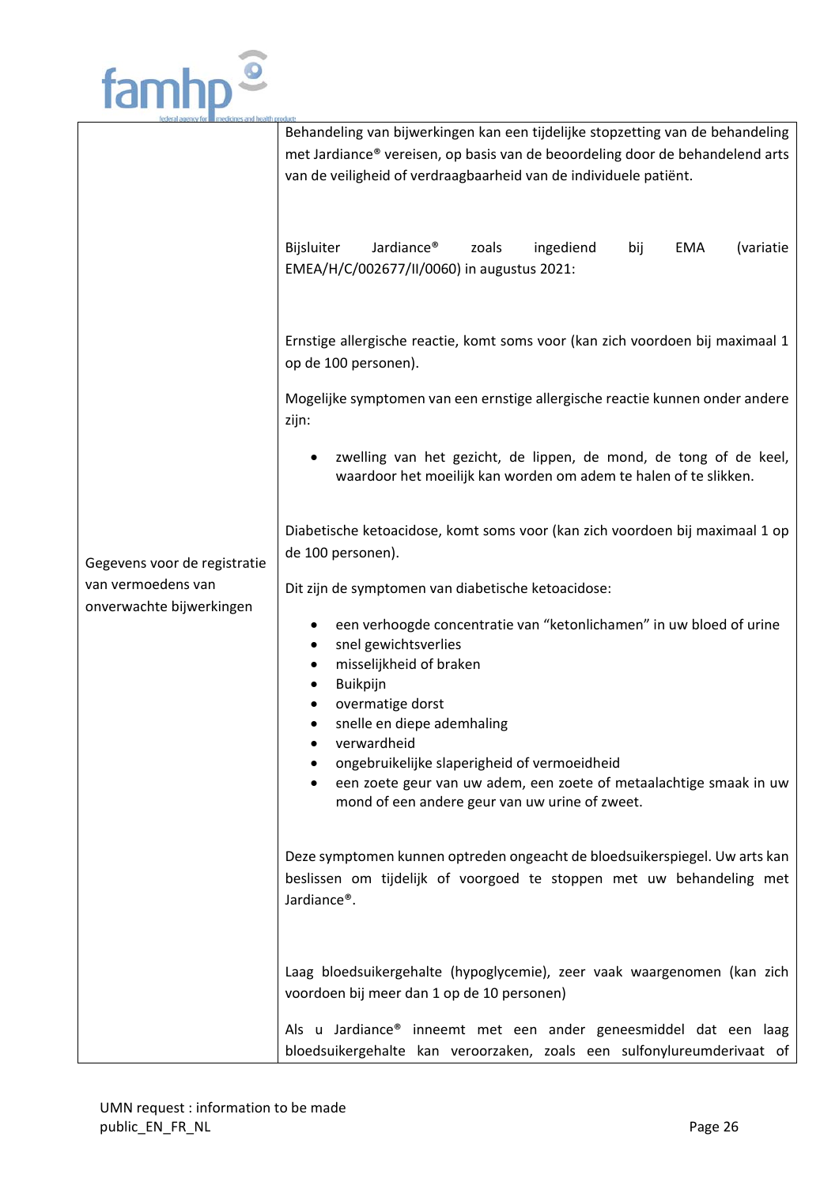| | |
|---|---|
| Gegevens voor de registratie van vermoedens van onverwachte bijwerkingen | Behandeling van bijwerkingen kan een tijdelijke stopzetting van de behandeling met Jardiance® vereisen, op basis van de beoordeling door de behandelend arts van de veiligheid of verdraagbaarheid van de individuele patiënt.<br><br>Bijsluiter Jardiance® zoals ingediend bij EMA (variatie EMEA/H/C/002677/II/0060) in augustus 2021:<br><br>Ernstige allergische reactie, komt soms voor (kan zich voordoen bij maximaal 1 op de 100 personen).<br><br>Mogelijke symptomen van een ernstige allergische reactie kunnen onder andere zijn:<br>• zwelling van het gezicht, de lippen, de mond, de tong of de keel, waardoor het moeilijk kan worden om adem te halen of te slikken.<br><br>Diabetische ketoacidose, komt soms voor (kan zich voordoen bij maximaal 1 op de 100 personen).<br><br>Dit zijn de symptomen van diabetische ketoacidose:<br>• een verhoogde concentratie van “ketonlichamen” in uw bloed of urine<br>• snel gewichtsverlies<br>• misselijkheid of braken<br>• Buikpijn<br>• overmatige dorst<br>• snelle en diepe ademhaling<br>• verwardheid<br>• ongebruikelijke slaperigheid of vermoeidheid<br>• een zoete geur van uw adem, een zoete of metaalachtige smaak in uw mond of een andere geur van uw urine of zweet.<br><br>Deze symptomen kunnen optreden ongeacht de bloedsuikerspiegel. Uw arts kan beslissen om tijdelijk of voorgoed te stoppen met uw behandeling met Jardiance®.<br><br>Laag bloedsuikergehalte (hypoglycemie), zeer vaak waargenomen (kan zich voordoen bij meer dan 1 op de 10 personen)<br><br>Als u Jardiance® inneemt met een ander geneesmiddel dat een laag bloedsuikergehalte kan veroorzaken, zoals een sulfonylureumderivaat of |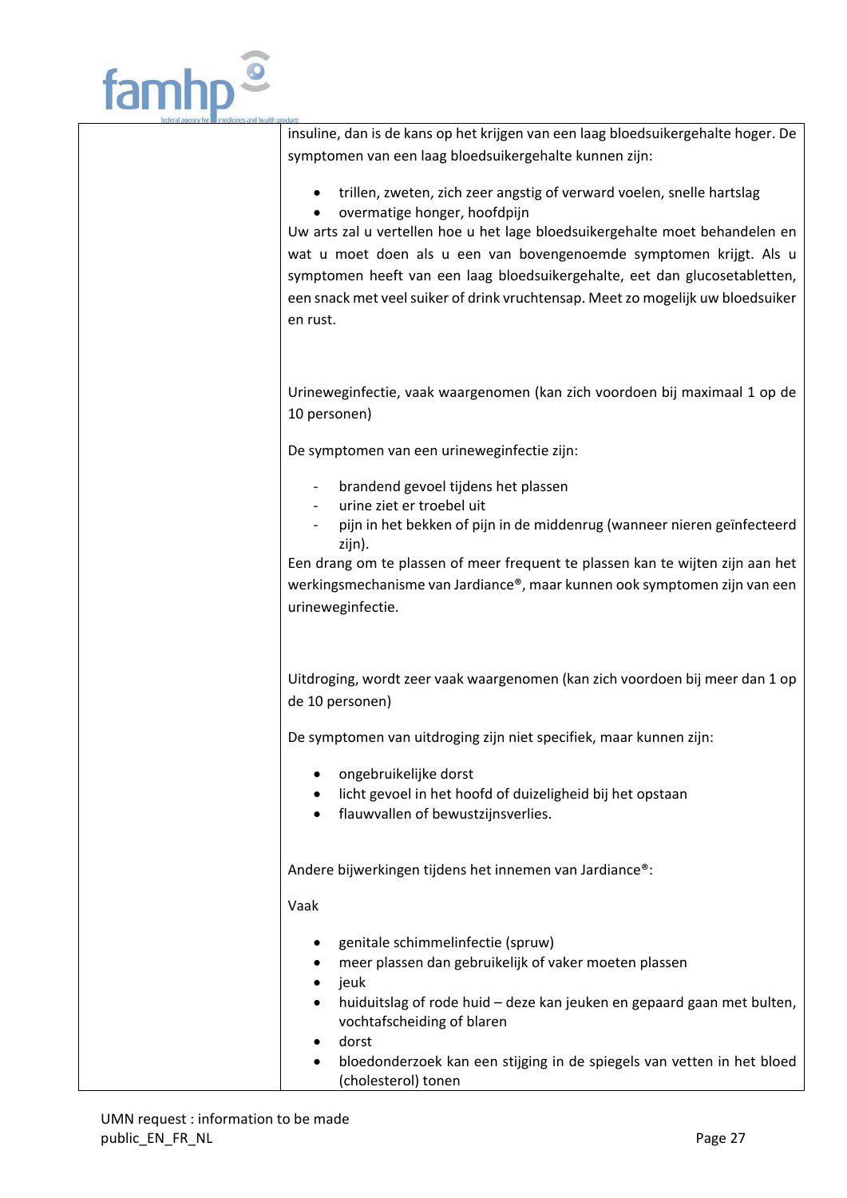| | insuline, dan is de kans op het krijgen van een laag bloedsuikergehalte hoger. De symptomen van een laag bloedsuikergehalte kunnen zijn:<br><br>• trillen, zweten, zich zeer angstig of verward voelen, snelle hartslag<br>• overmatige honger, hoofdpijn<br><br>Uw arts zal u vertellen hoe u het lage bloedsuikergehalte moet behandelen en wat u moet doen als u een van bovengenoemde symptomen krijgt. Als u symptomen heeft van een laag bloedsuikergehalte, eet dan glucosetabletten, een snack met veel suiker of drink vruchtensap. Meet zo mogelijk uw bloedsuiker en rust.<br><br>Urineweginfectie, vaak waargenomen (kan zich voordoen bij maximaal 1 op de 10 personen)<br><br>De symptomen van een urineweginfectie zijn:<br><br>- brandend gevoel tijdens het plassen<br>- urine ziet er troebel uit<br>- pijn in het bekken of pijn in de middenrug (wanneer nieren geïnfecteerd zijn).<br><br>Een drang om te plassen of meer frequent te plassen kan te wijten zijn aan het werkingsmechanisme van Jardiance®, maar kunnen ook symptomen zijn van een urineweginfectie.<br><br>Uitdroging, wordt zeer vaak waargenomen (kan zich voordoen bij meer dan 1 op de 10 personen)<br><br>De symptomen van uitdroging zijn niet specifiek, maar kunnen zijn:<br><br>• ongebruikelijke dorst<br>• licht gevoel in het hoofd of duizeligheid bij het opstaan<br>• flauwvallen of bewustzijnsverlies.<br><br>Andere bijwerkingen tijdens het innemen van Jardiance®:<br><br>Vaak<br><br>• genitale schimmelinfectie (spruw)<br>• meer plassen dan gebruikelijk of vaker moeten plassen<br>• jeuk<br>• huiduitslag of rode huid – deze kan jeuken en gepaard gaan met bulten, vochtafscheiding of blaren<br>• dorst<br>• bloedonderzoek kan een stijging in de spiegels van vetten in het bloed (cholesterol) tonen |
|---|---|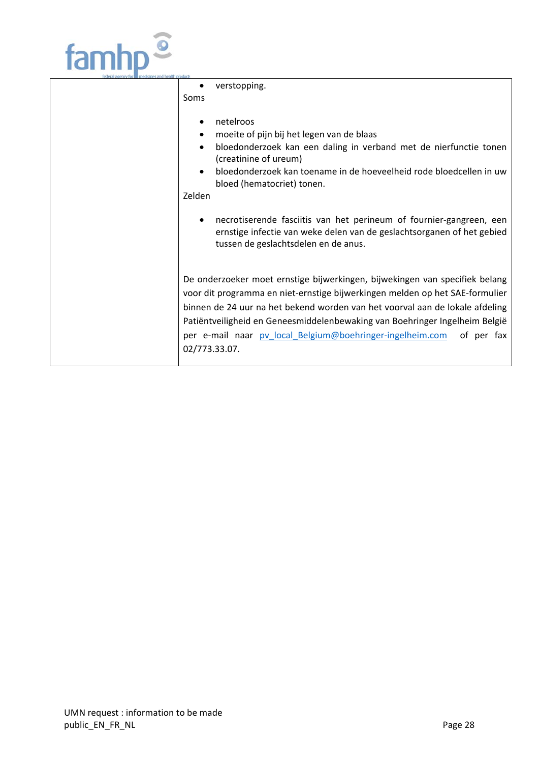| | |
|---|---|
| | • verstopping.<br>Soms<br><br>• netelroos<br>• moeite of pijn bij het legen van de blaas<br>• bloedonderzoek kan een daling in verband met de nierfunctie tonen (creatinine of ureum)<br>• bloedonderzoek kan toename in de hoeveelheid rode bloedcellen in uw bloed (hematocriet) tonen.<br>Zelden<br><br>• necrotiserende fasciitis van het perineum of fournier-gangreen, een ernstige infectie van weke delen van de geslachtsorganen of het gebied tussen de geslachtsdelen en de anus.<br><br>De onderzoeker moet ernstige bijwerkingen, bijwekingen van specifiek belang voor dit programma en niet-ernstige bijwerkingen melden op het SAE-formulier binnen de 24 uur na het bekend worden van het voorval aan de lokale afdeling Patiëntveiligheid en Geneesmiddelenbewaking van Boehringer Ingelheim België per e-mail naar pv_local_Belgium@boehringer-ingelheim.com of per fax 02/773.33.07. |

UMN request : information to be made public_EN_FR_NL